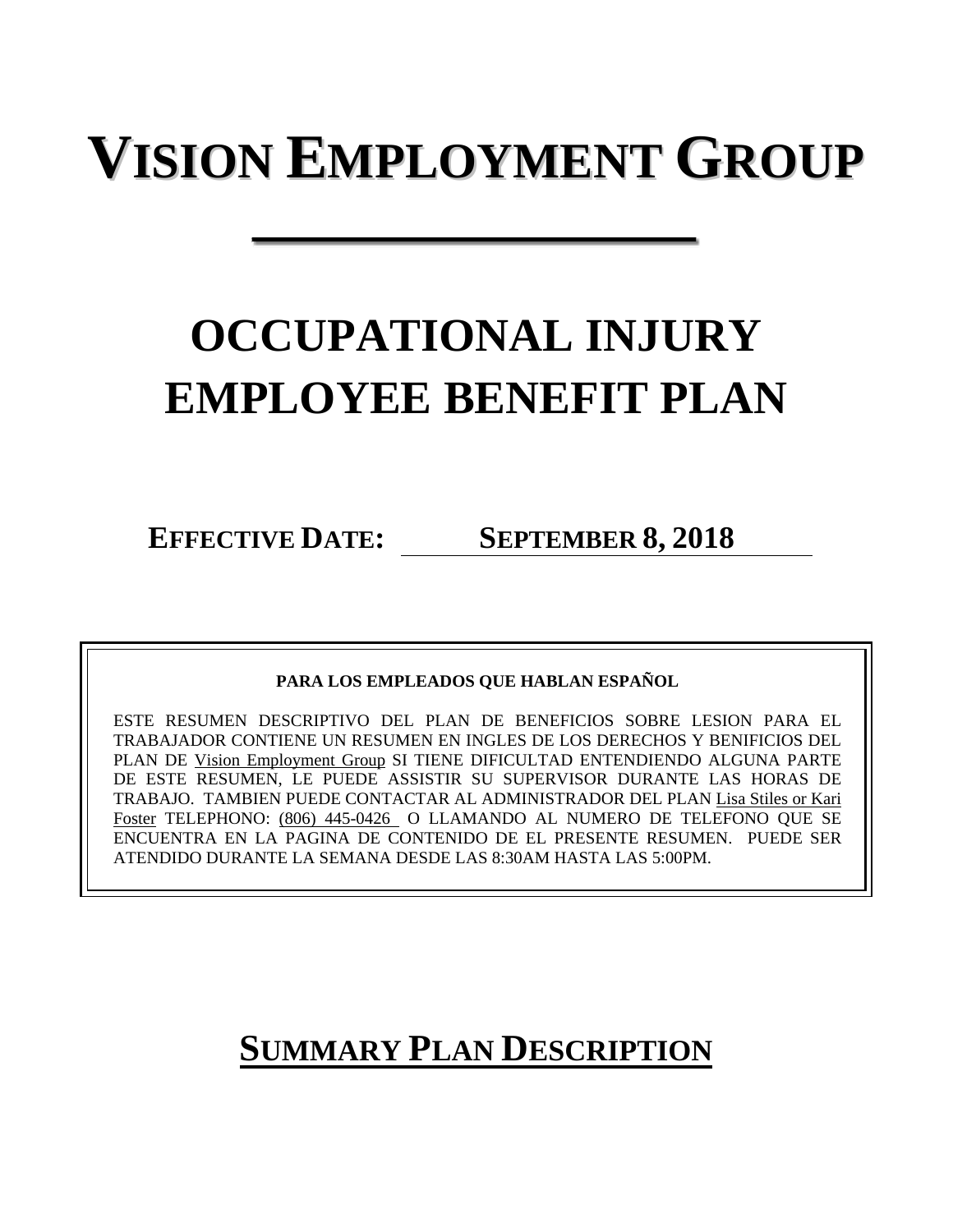# VISION EMPLOYMENT GROUP

# OCCUPATIONAL INJURY EMPLOYEE BENEFIT PLAN

**EFFECTIVE DATE: SEPTEMBER 8, 2018**

**PARA LOS EMPLEADOS QUE HABLAN ESPAÑOL**

ESTE RESUMEN DESCRIPTIVO DEL PLAN DE BENEFICIOS SOBRE LESION PARA EL TRABAJADOR CONTIENE UN RESUMEN EN INGLES DE LOS DERECHOS Y BENIFICIOS DEL PLAN DE Vision Employment Group SI TIENE DIFICULTAD ENTENDIENDO ALGUNA PARTE DE ESTE RESUMEN, LE PUEDE ASSISTIR SU SUPERVISOR DURANTE LAS HORAS DE TRABAJO. TAMBIEN PUEDE CONTACTAR AL ADMINISTRADOR DEL PLAN Lisa Stiles or Kari Foster TELEPHONO: (806) 445-0426 O LLAMANDO AL NUMERO DE TELEFONO QUE SE ENCUENTRA EN LA PAGINA DE CONTENIDO DE EL PRESENTE RESUMEN. PUEDE SER ATENDIDO DURANTE LA SEMANA DESDE LAS 8:30AM HASTA LAS 5:00PM.

## SUMMARY PLAN DESCRIPTION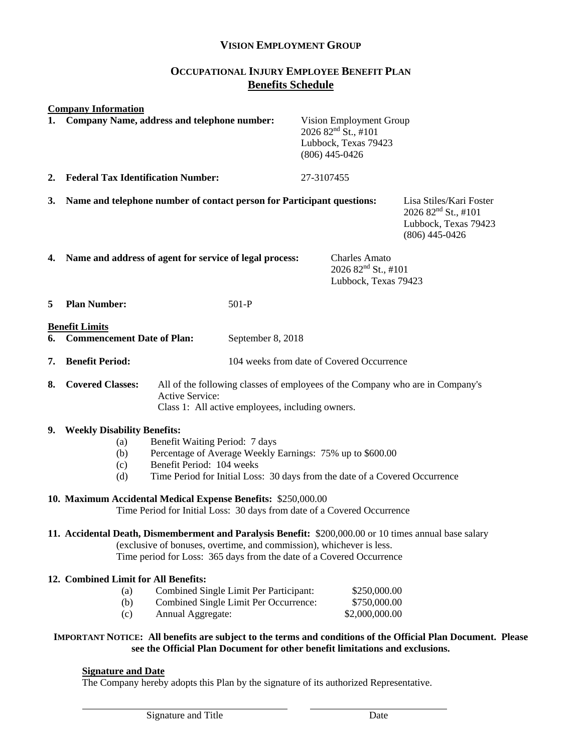# VISION EMPLOYMENT GROUP

## OCCUPATIONAL INJURY EMPLOYEE BENEFIT PLAN

## Benefits Schedule

**Company Information**

1. **Company Name, address and telephone number:** Vision Employment Group
   2026 82nd St., #101
   Lubbock, Texas 79423
   (806) 445-0426

2. **Federal Tax Identification Number:** 27-3107455

3. **Name and telephone number of contact person for Participant questions:** Lisa Stiles/Kari Foster
   2026 82nd St., #101
   Lubbock, Texas 79423
   (806) 445-0426

4. **Name and address of agent for service of legal process:** Charles Amato
   2026 82nd St., #101
   Lubbock, Texas 79423

5. **Plan Number:** 501-P

**Benefit Limits**

6. **Commencement Date of Plan:** September 8, 2018

7. **Benefit Period:** 104 weeks from date of Covered Occurrence

8. **Covered Classes:** All of the following classes of employees of the Company who are in Company's Active Service:
   Class 1: All active employees, including owners.

9. **Weekly Disability Benefits:**
   - (a) Benefit Waiting Period: 7 days
   - (b) Percentage of Average Weekly Earnings: 75% up to $600.00
   - (c) Benefit Period: 104 weeks
   - (d) Time Period for Initial Loss: 30 days from the date of a Covered Occurrence

10. **Maximum Accidental Medical Expense Benefits:** $250,000.00
    Time Period for Initial Loss: 30 days from date of a Covered Occurrence

11. **Accidental Death, Dismemberment and Paralysis Benefit:** $200,000.00 or 10 times annual base salary (exclusive of bonuses, overtime, and commission), whichever is less.
    Time period for Loss: 365 days from the date of a Covered Occurrence

12. **Combined Limit for All Benefits:**
    - (a) Combined Single Limit Per Participant: $250,000.00
    - (b) Combined Single Limit Per Occurrence: $750,000.00
    - (c) Annual Aggregate: $2,000,000.00

**IMPORTANT NOTICE: All benefits are subject to the terms and conditions of the Official Plan Document. Please see the Official Plan Document for other benefit limitations and exclusions.**

**Signature and Date**

The Company hereby adopts this Plan by the signature of its authorized Representative.

\_\_\_\_\_\_\_\_\_\_\_\_\_\_\_\_\_\_\_\_\_\_\_\_\_\_\_\_\_\_\_\_ Signature and Title

\_\_\_\_\_\_\_\_\_\_\_\_\_\_\_\_\_\_\_\_ Date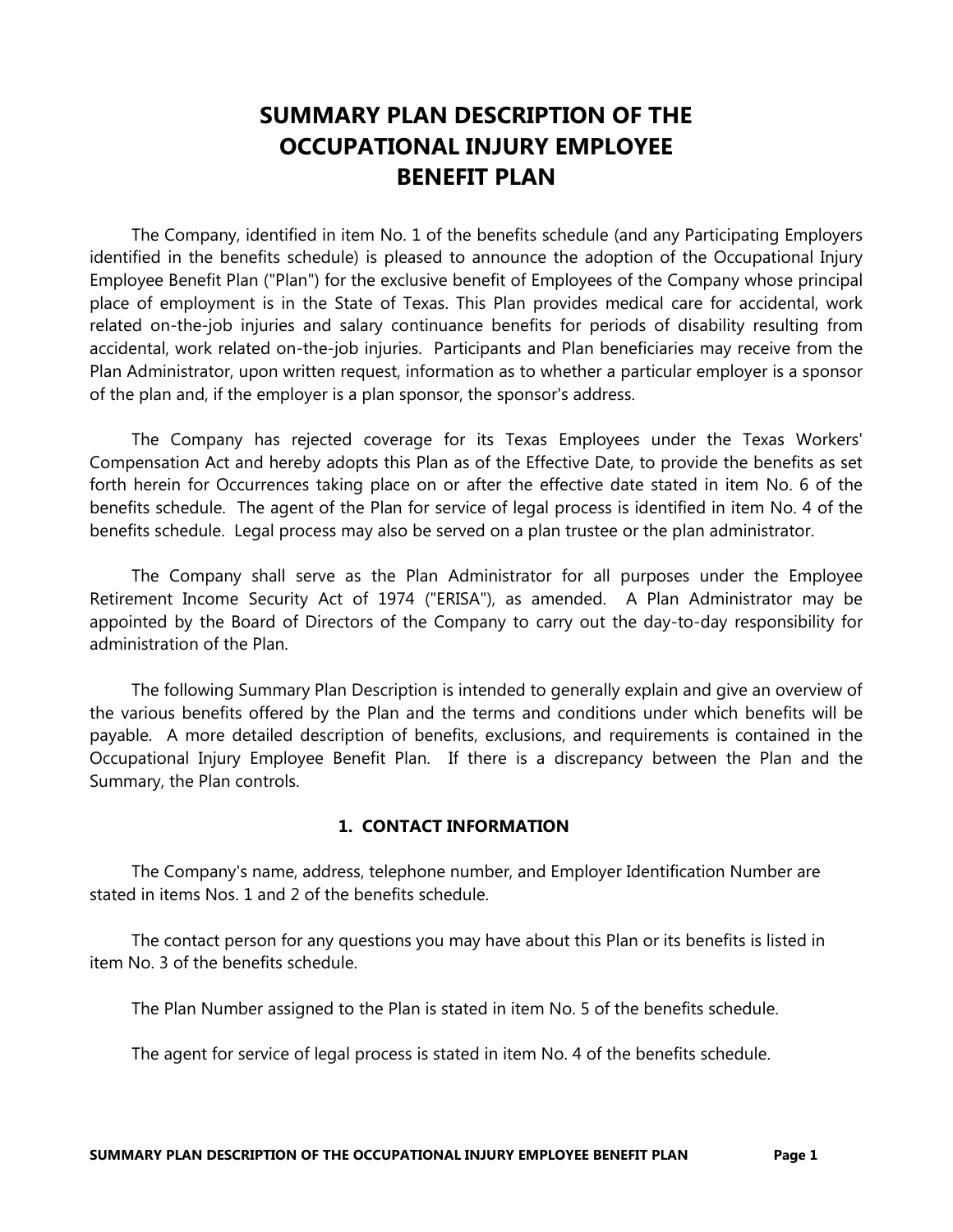# SUMMARY PLAN DESCRIPTION OF THE OCCUPATIONAL INJURY EMPLOYEE BENEFIT PLAN

The Company, identified in item No. 1 of the benefits schedule (and any Participating Employers identified in the benefits schedule) is pleased to announce the adoption of the Occupational Injury Employee Benefit Plan ("Plan") for the exclusive benefit of Employees of the Company whose principal place of employment is in the State of Texas. This Plan provides medical care for accidental, work related on-the-job injuries and salary continuance benefits for periods of disability resulting from accidental, work related on-the-job injuries. Participants and Plan beneficiaries may receive from the Plan Administrator, upon written request, information as to whether a particular employer is a sponsor of the plan and, if the employer is a plan sponsor, the sponsor's address.

The Company has rejected coverage for its Texas Employees under the Texas Workers' Compensation Act and hereby adopts this Plan as of the Effective Date, to provide the benefits as set forth herein for Occurrences taking place on or after the effective date stated in item No. 6 of the benefits schedule. The agent of the Plan for service of legal process is identified in item No. 4 of the benefits schedule. Legal process may also be served on a plan trustee or the plan administrator.

The Company shall serve as the Plan Administrator for all purposes under the Employee Retirement Income Security Act of 1974 ("ERISA"), as amended. A Plan Administrator may be appointed by the Board of Directors of the Company to carry out the day-to-day responsibility for administration of the Plan.

The following Summary Plan Description is intended to generally explain and give an overview of the various benefits offered by the Plan and the terms and conditions under which benefits will be payable. A more detailed description of benefits, exclusions, and requirements is contained in the Occupational Injury Employee Benefit Plan. If there is a discrepancy between the Plan and the Summary, the Plan controls.

## 1. CONTACT INFORMATION

The Company's name, address, telephone number, and Employer Identification Number are stated in items Nos. 1 and 2 of the benefits schedule.

The contact person for any questions you may have about this Plan or its benefits is listed in item No. 3 of the benefits schedule.

The Plan Number assigned to the Plan is stated in item No. 5 of the benefits schedule.

The agent for service of legal process is stated in item No. 4 of the benefits schedule.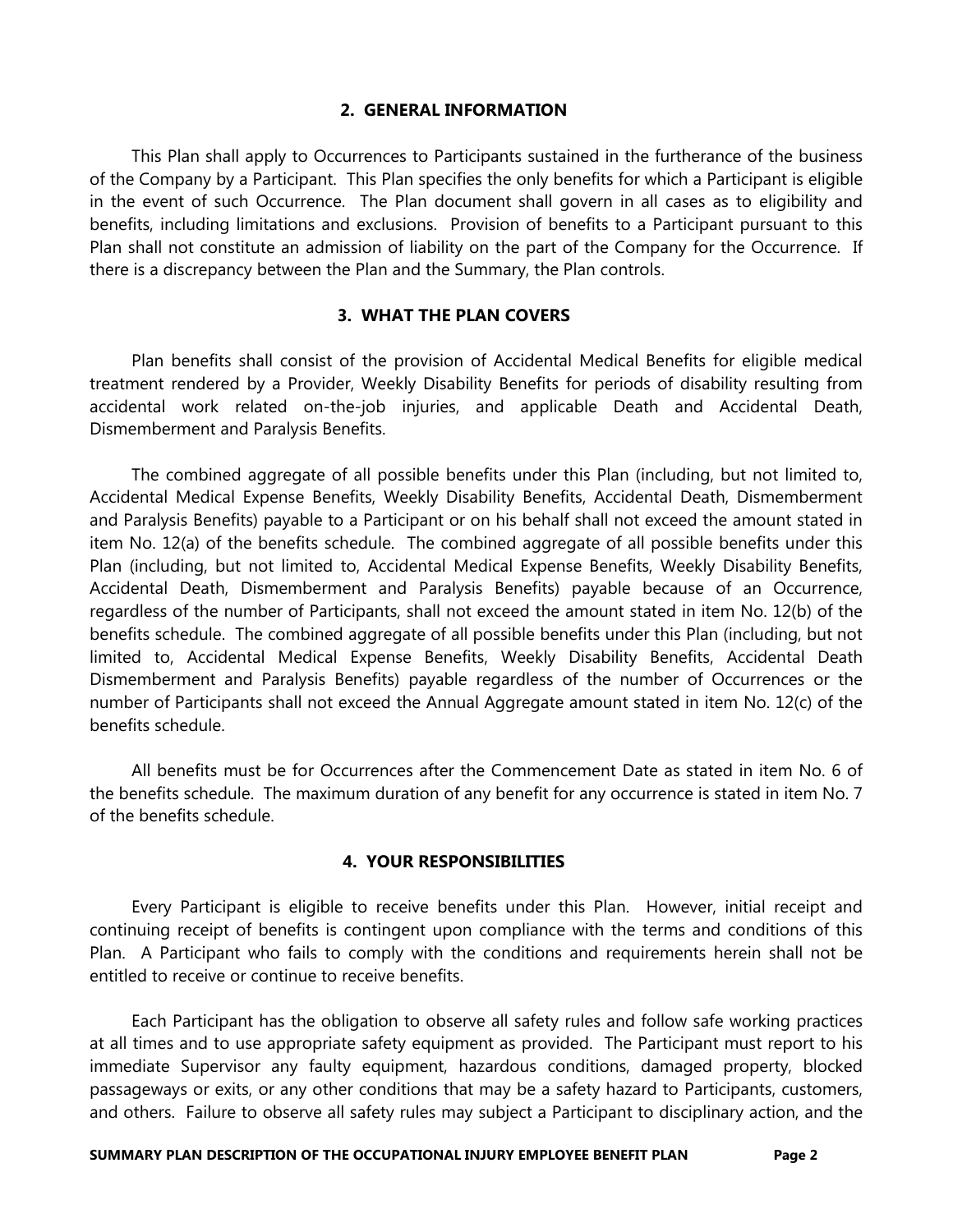## 2. GENERAL INFORMATION

This Plan shall apply to Occurrences to Participants sustained in the furtherance of the business of the Company by a Participant. This Plan specifies the only benefits for which a Participant is eligible in the event of such Occurrence. The Plan document shall govern in all cases as to eligibility and benefits, including limitations and exclusions. Provision of benefits to a Participant pursuant to this Plan shall not constitute an admission of liability on the part of the Company for the Occurrence. If there is a discrepancy between the Plan and the Summary, the Plan controls.

## 3. WHAT THE PLAN COVERS

Plan benefits shall consist of the provision of Accidental Medical Benefits for eligible medical treatment rendered by a Provider, Weekly Disability Benefits for periods of disability resulting from accidental work related on-the-job injuries, and applicable Death and Accidental Death, Dismemberment and Paralysis Benefits.

The combined aggregate of all possible benefits under this Plan (including, but not limited to, Accidental Medical Expense Benefits, Weekly Disability Benefits, Accidental Death, Dismemberment and Paralysis Benefits) payable to a Participant or on his behalf shall not exceed the amount stated in item No. 12(a) of the benefits schedule. The combined aggregate of all possible benefits under this Plan (including, but not limited to, Accidental Medical Expense Benefits, Weekly Disability Benefits, Accidental Death, Dismemberment and Paralysis Benefits) payable because of an Occurrence, regardless of the number of Participants, shall not exceed the amount stated in item No. 12(b) of the benefits schedule. The combined aggregate of all possible benefits under this Plan (including, but not limited to, Accidental Medical Expense Benefits, Weekly Disability Benefits, Accidental Death Dismemberment and Paralysis Benefits) payable regardless of the number of Occurrences or the number of Participants shall not exceed the Annual Aggregate amount stated in item No. 12(c) of the benefits schedule.

All benefits must be for Occurrences after the Commencement Date as stated in item No. 6 of the benefits schedule. The maximum duration of any benefit for any occurrence is stated in item No. 7 of the benefits schedule.

## 4. YOUR RESPONSIBILITIES

Every Participant is eligible to receive benefits under this Plan. However, initial receipt and continuing receipt of benefits is contingent upon compliance with the terms and conditions of this Plan. A Participant who fails to comply with the conditions and requirements herein shall not be entitled to receive or continue to receive benefits.

Each Participant has the obligation to observe all safety rules and follow safe working practices at all times and to use appropriate safety equipment as provided. The Participant must report to his immediate Supervisor any faulty equipment, hazardous conditions, damaged property, blocked passageways or exits, or any other conditions that may be a safety hazard to Participants, customers, and others. Failure to observe all safety rules may subject a Participant to disciplinary action, and the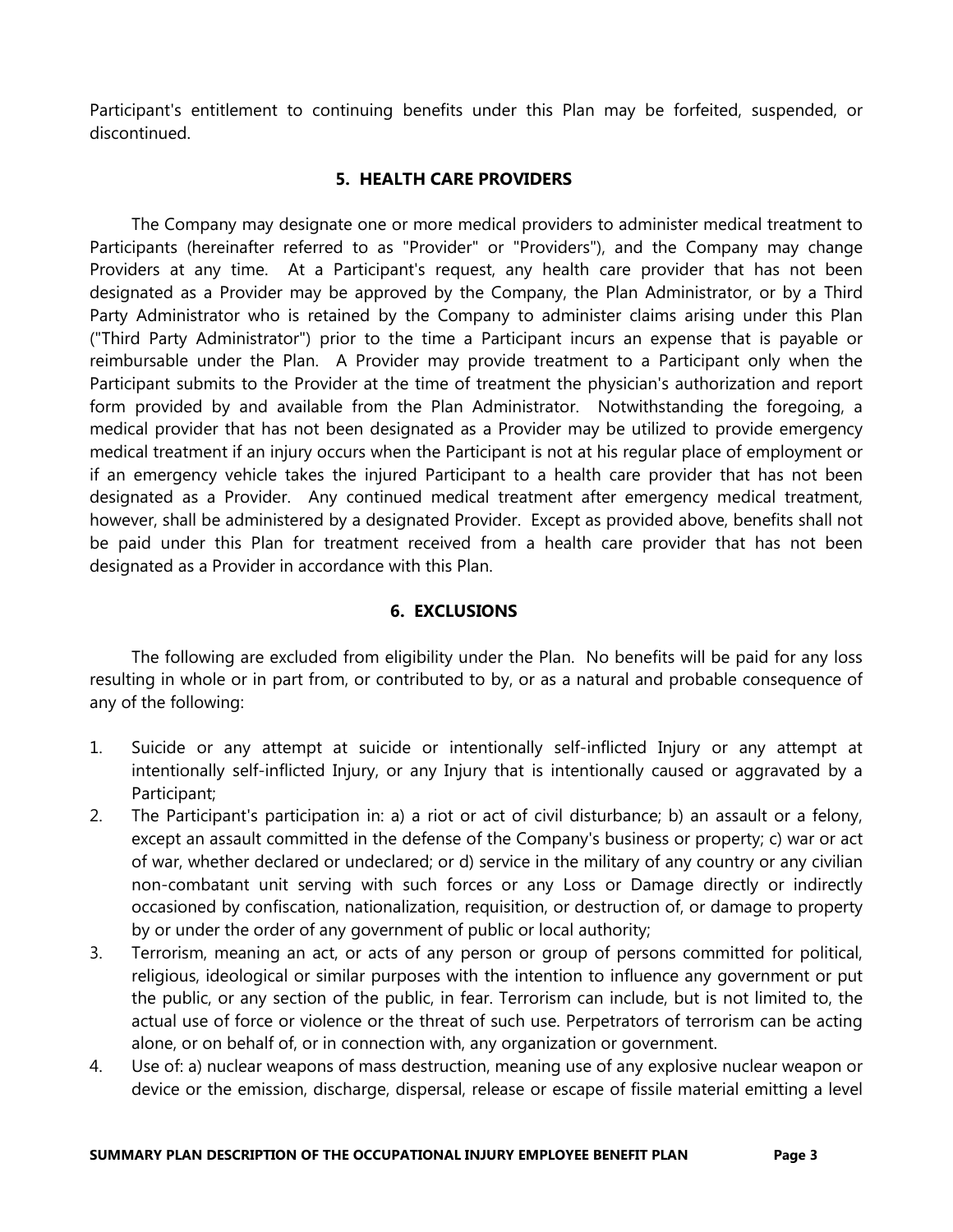Participant's entitlement to continuing benefits under this Plan may be forfeited, suspended, or discontinued.

## 5. HEALTH CARE PROVIDERS

The Company may designate one or more medical providers to administer medical treatment to Participants (hereinafter referred to as "Provider" or "Providers"), and the Company may change Providers at any time. At a Participant's request, any health care provider that has not been designated as a Provider may be approved by the Company, the Plan Administrator, or by a Third Party Administrator who is retained by the Company to administer claims arising under this Plan ("Third Party Administrator") prior to the time a Participant incurs an expense that is payable or reimbursable under the Plan. A Provider may provide treatment to a Participant only when the Participant submits to the Provider at the time of treatment the physician's authorization and report form provided by and available from the Plan Administrator. Notwithstanding the foregoing, a medical provider that has not been designated as a Provider may be utilized to provide emergency medical treatment if an injury occurs when the Participant is not at his regular place of employment or if an emergency vehicle takes the injured Participant to a health care provider that has not been designated as a Provider. Any continued medical treatment after emergency medical treatment, however, shall be administered by a designated Provider. Except as provided above, benefits shall not be paid under this Plan for treatment received from a health care provider that has not been designated as a Provider in accordance with this Plan.

## 6. EXCLUSIONS

The following are excluded from eligibility under the Plan. No benefits will be paid for any loss resulting in whole or in part from, or contributed to by, or as a natural and probable consequence of any of the following:

1. Suicide or any attempt at suicide or intentionally self-inflicted Injury or any attempt at intentionally self-inflicted Injury, or any Injury that is intentionally caused or aggravated by a Participant;
2. The Participant's participation in: a) a riot or act of civil disturbance; b) an assault or a felony, except an assault committed in the defense of the Company's business or property; c) war or act of war, whether declared or undeclared; or d) service in the military of any country or any civilian non-combatant unit serving with such forces or any Loss or Damage directly or indirectly occasioned by confiscation, nationalization, requisition, or destruction of, or damage to property by or under the order of any government of public or local authority;
3. Terrorism, meaning an act, or acts of any person or group of persons committed for political, religious, ideological or similar purposes with the intention to influence any government or put the public, or any section of the public, in fear. Terrorism can include, but is not limited to, the actual use of force or violence or the threat of such use. Perpetrators of terrorism can be acting alone, or on behalf of, or in connection with, any organization or government.
4. Use of: a) nuclear weapons of mass destruction, meaning use of any explosive nuclear weapon or device or the emission, discharge, dispersal, release or escape of fissile material emitting a level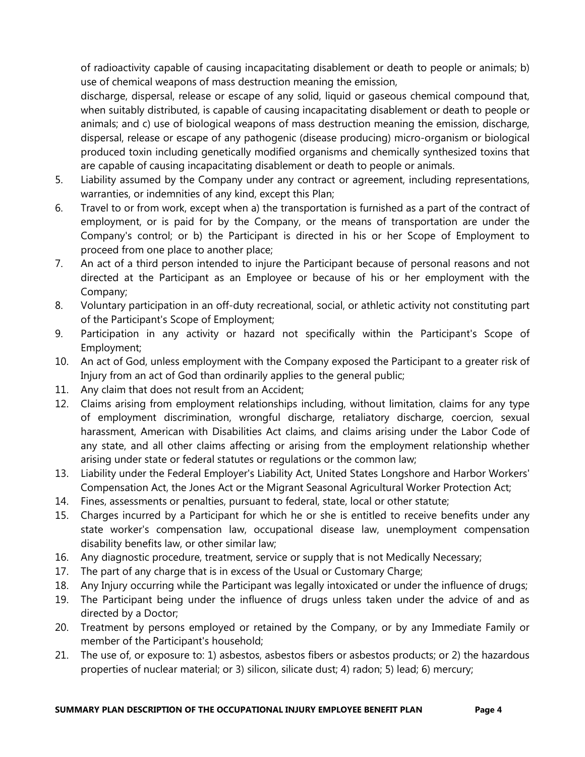of radioactivity capable of causing incapacitating disablement or death to people or animals; b) use of chemical weapons of mass destruction meaning the emission, discharge, dispersal, release or escape of any solid, liquid or gaseous chemical compound that, when suitably distributed, is capable of causing incapacitating disablement or death to people or animals; and c) use of biological weapons of mass destruction meaning the emission, discharge, dispersal, release or escape of any pathogenic (disease producing) micro-organism or biological produced toxin including genetically modified organisms and chemically synthesized toxins that are capable of causing incapacitating disablement or death to people or animals.

5. Liability assumed by the Company under any contract or agreement, including representations, warranties, or indemnities of any kind, except this Plan;
6. Travel to or from work, except when a) the transportation is furnished as a part of the contract of employment, or is paid for by the Company, or the means of transportation are under the Company's control; or b) the Participant is directed in his or her Scope of Employment to proceed from one place to another place;
7. An act of a third person intended to injure the Participant because of personal reasons and not directed at the Participant as an Employee or because of his or her employment with the Company;
8. Voluntary participation in an off-duty recreational, social, or athletic activity not constituting part of the Participant's Scope of Employment;
9. Participation in any activity or hazard not specifically within the Participant's Scope of Employment;
10. An act of God, unless employment with the Company exposed the Participant to a greater risk of Injury from an act of God than ordinarily applies to the general public;
11. Any claim that does not result from an Accident;
12. Claims arising from employment relationships including, without limitation, claims for any type of employment discrimination, wrongful discharge, retaliatory discharge, coercion, sexual harassment, American with Disabilities Act claims, and claims arising under the Labor Code of any state, and all other claims affecting or arising from the employment relationship whether arising under state or federal statutes or regulations or the common law;
13. Liability under the Federal Employer's Liability Act, United States Longshore and Harbor Workers' Compensation Act, the Jones Act or the Migrant Seasonal Agricultural Worker Protection Act;
14. Fines, assessments or penalties, pursuant to federal, state, local or other statute;
15. Charges incurred by a Participant for which he or she is entitled to receive benefits under any state worker's compensation law, occupational disease law, unemployment compensation disability benefits law, or other similar law;
16. Any diagnostic procedure, treatment, service or supply that is not Medically Necessary;
17. The part of any charge that is in excess of the Usual or Customary Charge;
18. Any Injury occurring while the Participant was legally intoxicated or under the influence of drugs;
19. The Participant being under the influence of drugs unless taken under the advice of and as directed by a Doctor;
20. Treatment by persons employed or retained by the Company, or by any Immediate Family or member of the Participant's household;
21. The use of, or exposure to: 1) asbestos, asbestos fibers or asbestos products; or 2) the hazardous properties of nuclear material; or 3) silicon, silicate dust; 4) radon; 5) lead; 6) mercury;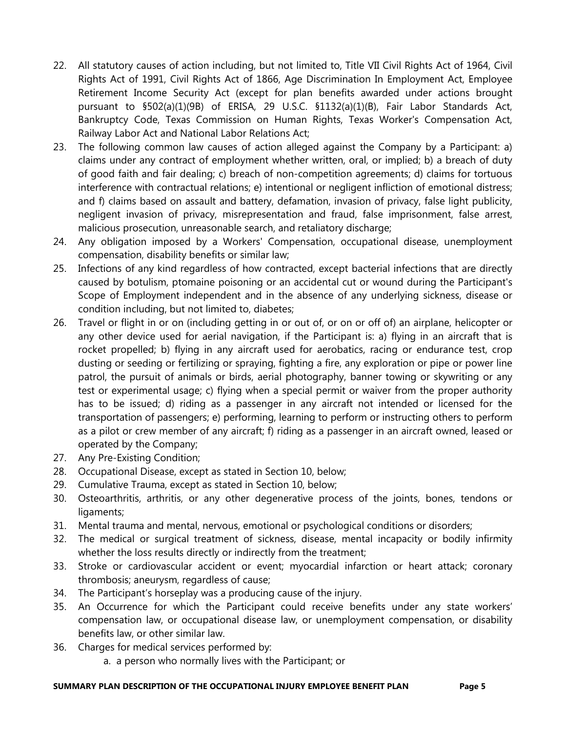22. All statutory causes of action including, but not limited to, Title VII Civil Rights Act of 1964, Civil Rights Act of 1991, Civil Rights Act of 1866, Age Discrimination In Employment Act, Employee Retirement Income Security Act (except for plan benefits awarded under actions brought pursuant to §502(a)(1)(9B) of ERISA, 29 U.S.C. §1132(a)(1)(B), Fair Labor Standards Act, Bankruptcy Code, Texas Commission on Human Rights, Texas Worker's Compensation Act, Railway Labor Act and National Labor Relations Act;
23. The following common law causes of action alleged against the Company by a Participant: a) claims under any contract of employment whether written, oral, or implied; b) a breach of duty of good faith and fair dealing; c) breach of non-competition agreements; d) claims for tortuous interference with contractual relations; e) intentional or negligent infliction of emotional distress; and f) claims based on assault and battery, defamation, invasion of privacy, false light publicity, negligent invasion of privacy, misrepresentation and fraud, false imprisonment, false arrest, malicious prosecution, unreasonable search, and retaliatory discharge;
24. Any obligation imposed by a Workers' Compensation, occupational disease, unemployment compensation, disability benefits or similar law;
25. Infections of any kind regardless of how contracted, except bacterial infections that are directly caused by botulism, ptomaine poisoning or an accidental cut or wound during the Participant's Scope of Employment independent and in the absence of any underlying sickness, disease or condition including, but not limited to, diabetes;
26. Travel or flight in or on (including getting in or out of, or on or off of) an airplane, helicopter or any other device used for aerial navigation, if the Participant is: a) flying in an aircraft that is rocket propelled; b) flying in any aircraft used for aerobatics, racing or endurance test, crop dusting or seeding or fertilizing or spraying, fighting a fire, any exploration or pipe or power line patrol, the pursuit of animals or birds, aerial photography, banner towing or skywriting or any test or experimental usage; c) flying when a special permit or waiver from the proper authority has to be issued; d) riding as a passenger in any aircraft not intended or licensed for the transportation of passengers; e) performing, learning to perform or instructing others to perform as a pilot or crew member of any aircraft; f) riding as a passenger in an aircraft owned, leased or operated by the Company;
27. Any Pre-Existing Condition;
28. Occupational Disease, except as stated in Section 10, below;
29. Cumulative Trauma, except as stated in Section 10, below;
30. Osteoarthritis, arthritis, or any other degenerative process of the joints, bones, tendons or ligaments;
31. Mental trauma and mental, nervous, emotional or psychological conditions or disorders;
32. The medical or surgical treatment of sickness, disease, mental incapacity or bodily infirmity whether the loss results directly or indirectly from the treatment;
33. Stroke or cardiovascular accident or event; myocardial infarction or heart attack; coronary thrombosis; aneurysm, regardless of cause;
34. The Participant's horseplay was a producing cause of the injury.
35. An Occurrence for which the Participant could receive benefits under any state workers' compensation law, or occupational disease law, or unemployment compensation, or disability benefits law, or other similar law.
36. Charges for medical services performed by:
    a. a person who normally lives with the Participant; or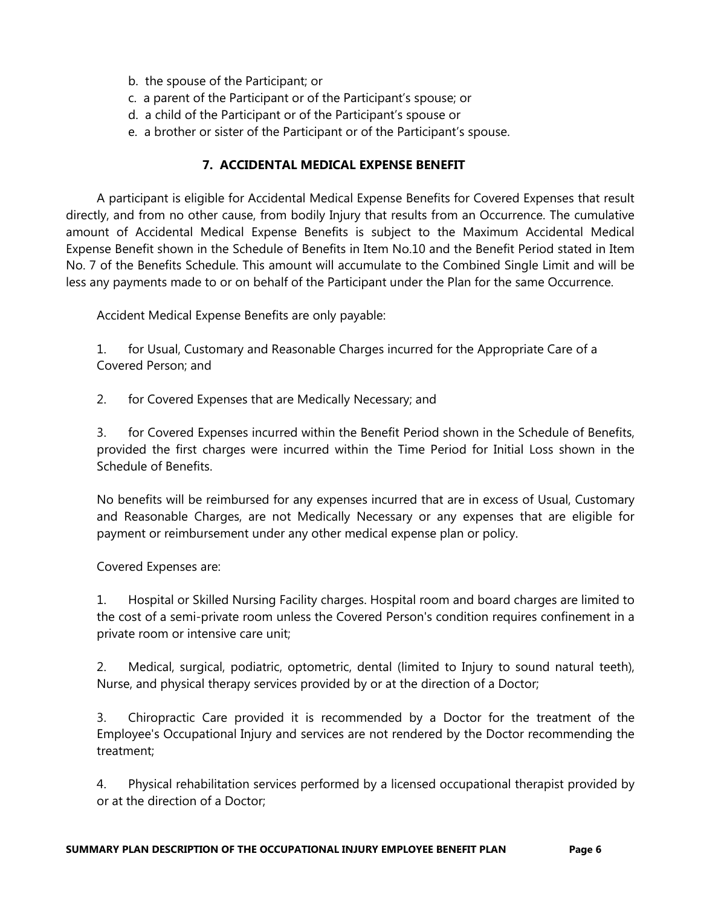b. the spouse of the Participant; or

c. a parent of the Participant or of the Participant's spouse; or

d. a child of the Participant or of the Participant's spouse or

e. a brother or sister of the Participant or of the Participant's spouse.

## 7. ACCIDENTAL MEDICAL EXPENSE BENEFIT

A participant is eligible for Accidental Medical Expense Benefits for Covered Expenses that result directly, and from no other cause, from bodily Injury that results from an Occurrence. The cumulative amount of Accidental Medical Expense Benefits is subject to the Maximum Accidental Medical Expense Benefit shown in the Schedule of Benefits in Item No.10 and the Benefit Period stated in Item No. 7 of the Benefits Schedule. This amount will accumulate to the Combined Single Limit and will be less any payments made to or on behalf of the Participant under the Plan for the same Occurrence.

Accident Medical Expense Benefits are only payable:

1. for Usual, Customary and Reasonable Charges incurred for the Appropriate Care of a Covered Person; and

2. for Covered Expenses that are Medically Necessary; and

3. for Covered Expenses incurred within the Benefit Period shown in the Schedule of Benefits, provided the first charges were incurred within the Time Period for Initial Loss shown in the Schedule of Benefits.

No benefits will be reimbursed for any expenses incurred that are in excess of Usual, Customary and Reasonable Charges, are not Medically Necessary or any expenses that are eligible for payment or reimbursement under any other medical expense plan or policy.

Covered Expenses are:

1. Hospital or Skilled Nursing Facility charges. Hospital room and board charges are limited to the cost of a semi-private room unless the Covered Person's condition requires confinement in a private room or intensive care unit;

2. Medical, surgical, podiatric, optometric, dental (limited to Injury to sound natural teeth), Nurse, and physical therapy services provided by or at the direction of a Doctor;

3. Chiropractic Care provided it is recommended by a Doctor for the treatment of the Employee's Occupational Injury and services are not rendered by the Doctor recommending the treatment;

4. Physical rehabilitation services performed by a licensed occupational therapist provided by or at the direction of a Doctor;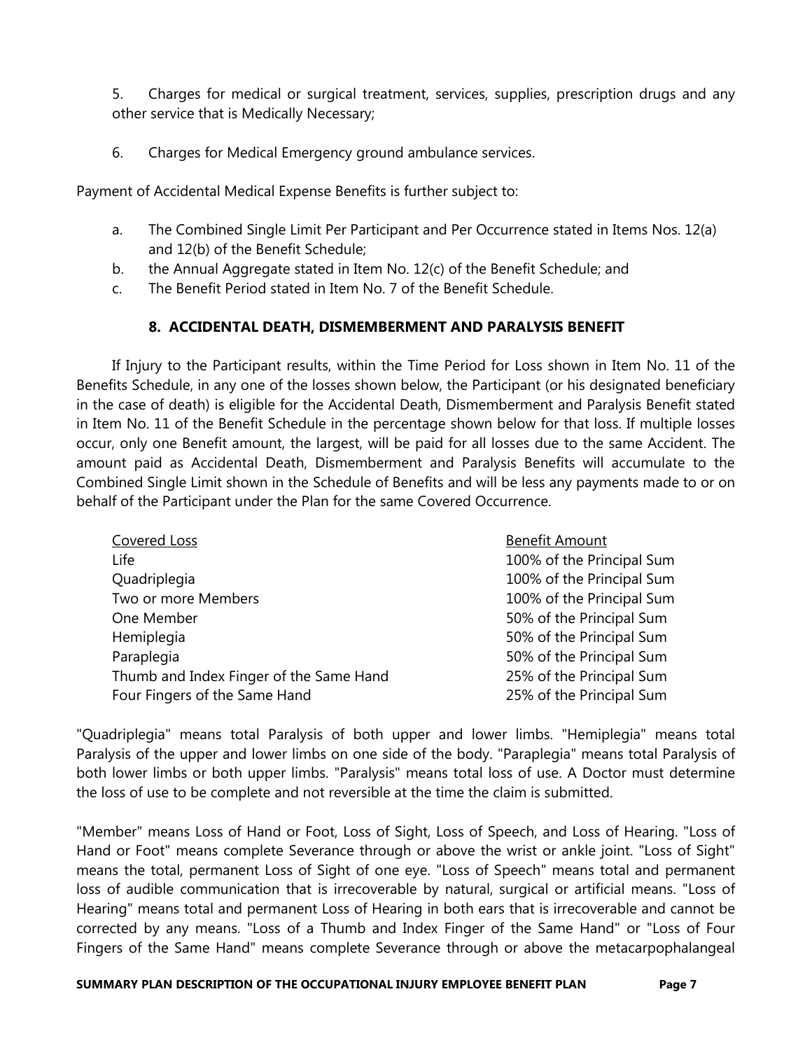5. Charges for medical or surgical treatment, services, supplies, prescription drugs and any other service that is Medically Necessary;

6. Charges for Medical Emergency ground ambulance services.

Payment of Accidental Medical Expense Benefits is further subject to:

a. The Combined Single Limit Per Participant and Per Occurrence stated in Items Nos. 12(a) and 12(b) of the Benefit Schedule;
b. the Annual Aggregate stated in Item No. 12(c) of the Benefit Schedule; and
c. The Benefit Period stated in Item No. 7 of the Benefit Schedule.

### 8. ACCIDENTAL DEATH, DISMEMBERMENT AND PARALYSIS BENEFIT

If Injury to the Participant results, within the Time Period for Loss shown in Item No. 11 of the Benefits Schedule, in any one of the losses shown below, the Participant (or his designated beneficiary in the case of death) is eligible for the Accidental Death, Dismemberment and Paralysis Benefit stated in Item No. 11 of the Benefit Schedule in the percentage shown below for that loss. If multiple losses occur, only one Benefit amount, the largest, will be paid for all losses due to the same Accident. The amount paid as Accidental Death, Dismemberment and Paralysis Benefits will accumulate to the Combined Single Limit shown in the Schedule of Benefits and will be less any payments made to or on behalf of the Participant under the Plan for the same Covered Occurrence.

| Covered Loss | Benefit Amount |
|---|---|
| Life | 100% of the Principal Sum |
| Quadriplegia | 100% of the Principal Sum |
| Two or more Members | 100% of the Principal Sum |
| One Member | 50% of the Principal Sum |
| Hemiplegia | 50% of the Principal Sum |
| Paraplegia | 50% of the Principal Sum |
| Thumb and Index Finger of the Same Hand | 25% of the Principal Sum |
| Four Fingers of the Same Hand | 25% of the Principal Sum |

"Quadriplegia" means total Paralysis of both upper and lower limbs. "Hemiplegia" means total Paralysis of the upper and lower limbs on one side of the body. "Paraplegia" means total Paralysis of both lower limbs or both upper limbs. "Paralysis" means total loss of use. A Doctor must determine the loss of use to be complete and not reversible at the time the claim is submitted.

"Member" means Loss of Hand or Foot, Loss of Sight, Loss of Speech, and Loss of Hearing. "Loss of Hand or Foot" means complete Severance through or above the wrist or ankle joint. "Loss of Sight" means the total, permanent Loss of Sight of one eye. "Loss of Speech" means total and permanent loss of audible communication that is irrecoverable by natural, surgical or artificial means. "Loss of Hearing" means total and permanent Loss of Hearing in both ears that is irrecoverable and cannot be corrected by any means. "Loss of a Thumb and Index Finger of the Same Hand" or "Loss of Four Fingers of the Same Hand" means complete Severance through or above the metacarpophalangeal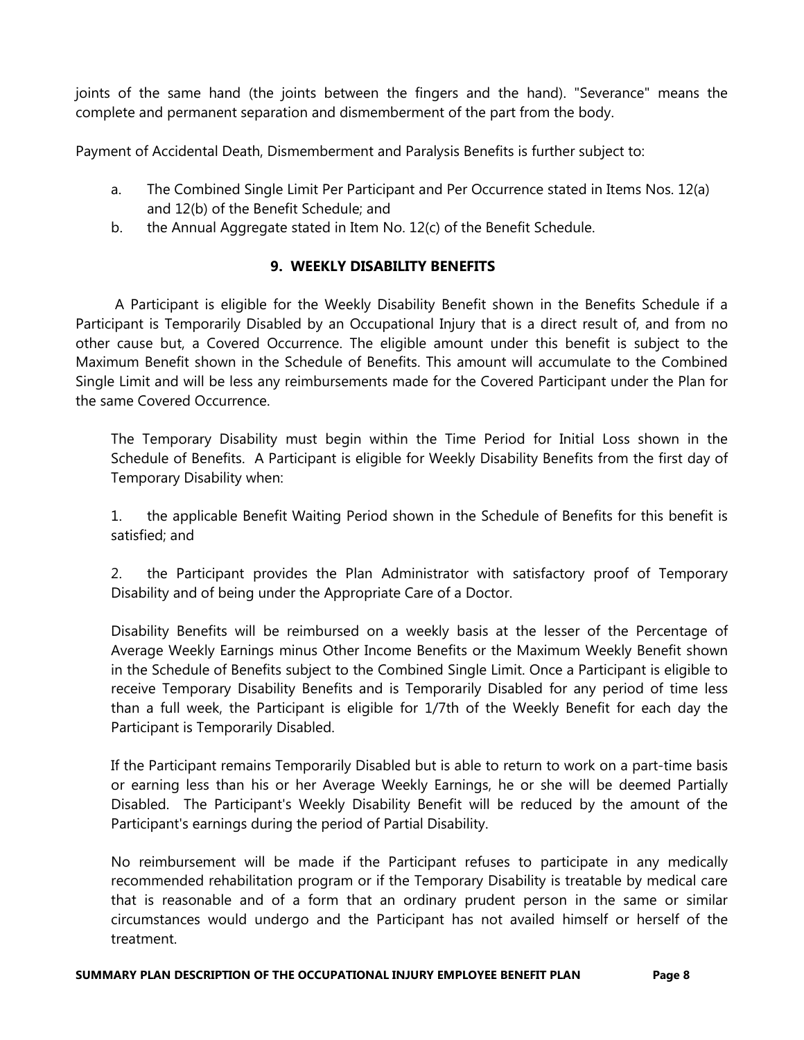joints of the same hand (the joints between the fingers and the hand). "Severance" means the complete and permanent separation and dismemberment of the part from the body.

Payment of Accidental Death, Dismemberment and Paralysis Benefits is further subject to:

a. The Combined Single Limit Per Participant and Per Occurrence stated in Items Nos. 12(a) and 12(b) of the Benefit Schedule; and
b. the Annual Aggregate stated in Item No. 12(c) of the Benefit Schedule.

## 9. WEEKLY DISABILITY BENEFITS

A Participant is eligible for the Weekly Disability Benefit shown in the Benefits Schedule if a Participant is Temporarily Disabled by an Occupational Injury that is a direct result of, and from no other cause but, a Covered Occurrence. The eligible amount under this benefit is subject to the Maximum Benefit shown in the Schedule of Benefits. This amount will accumulate to the Combined Single Limit and will be less any reimbursements made for the Covered Participant under the Plan for the same Covered Occurrence.

The Temporary Disability must begin within the Time Period for Initial Loss shown in the Schedule of Benefits. A Participant is eligible for Weekly Disability Benefits from the first day of Temporary Disability when:

1. the applicable Benefit Waiting Period shown in the Schedule of Benefits for this benefit is satisfied; and

2. the Participant provides the Plan Administrator with satisfactory proof of Temporary Disability and of being under the Appropriate Care of a Doctor.

Disability Benefits will be reimbursed on a weekly basis at the lesser of the Percentage of Average Weekly Earnings minus Other Income Benefits or the Maximum Weekly Benefit shown in the Schedule of Benefits subject to the Combined Single Limit. Once a Participant is eligible to receive Temporary Disability Benefits and is Temporarily Disabled for any period of time less than a full week, the Participant is eligible for 1/7th of the Weekly Benefit for each day the Participant is Temporarily Disabled.

If the Participant remains Temporarily Disabled but is able to return to work on a part-time basis or earning less than his or her Average Weekly Earnings, he or she will be deemed Partially Disabled. The Participant's Weekly Disability Benefit will be reduced by the amount of the Participant's earnings during the period of Partial Disability.

No reimbursement will be made if the Participant refuses to participate in any medically recommended rehabilitation program or if the Temporary Disability is treatable by medical care that is reasonable and of a form that an ordinary prudent person in the same or similar circumstances would undergo and the Participant has not availed himself or herself of the treatment.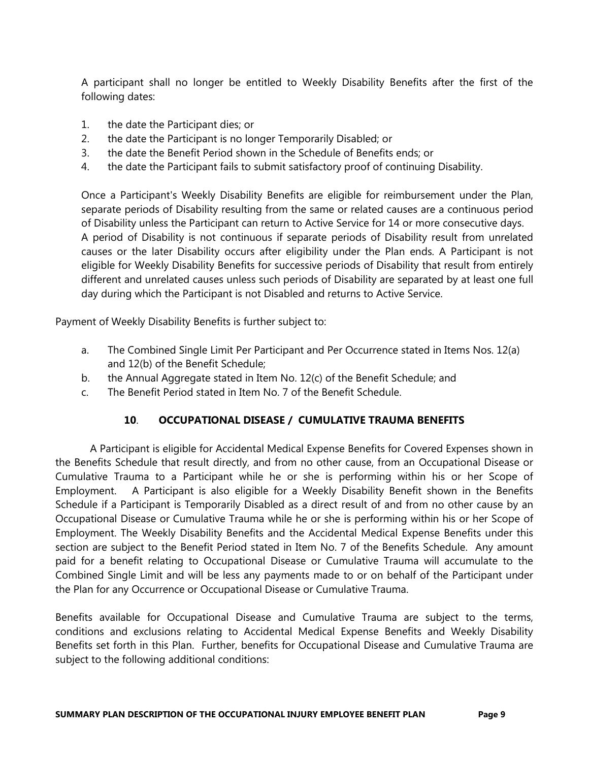A participant shall no longer be entitled to Weekly Disability Benefits after the first of the following dates:

1. the date the Participant dies; or
2. the date the Participant is no longer Temporarily Disabled; or
3. the date the Benefit Period shown in the Schedule of Benefits ends; or
4. the date the Participant fails to submit satisfactory proof of continuing Disability.

Once a Participant's Weekly Disability Benefits are eligible for reimbursement under the Plan, separate periods of Disability resulting from the same or related causes are a continuous period of Disability unless the Participant can return to Active Service for 14 or more consecutive days. A period of Disability is not continuous if separate periods of Disability result from unrelated causes or the later Disability occurs after eligibility under the Plan ends. A Participant is not eligible for Weekly Disability Benefits for successive periods of Disability that result from entirely different and unrelated causes unless such periods of Disability are separated by at least one full day during which the Participant is not Disabled and returns to Active Service.

Payment of Weekly Disability Benefits is further subject to:

a. The Combined Single Limit Per Participant and Per Occurrence stated in Items Nos. 12(a) and 12(b) of the Benefit Schedule;
b. the Annual Aggregate stated in Item No. 12(c) of the Benefit Schedule; and
c. The Benefit Period stated in Item No. 7 of the Benefit Schedule.

## 10. OCCUPATIONAL DISEASE / CUMULATIVE TRAUMA BENEFITS

A Participant is eligible for Accidental Medical Expense Benefits for Covered Expenses shown in the Benefits Schedule that result directly, and from no other cause, from an Occupational Disease or Cumulative Trauma to a Participant while he or she is performing within his or her Scope of Employment. A Participant is also eligible for a Weekly Disability Benefit shown in the Benefits Schedule if a Participant is Temporarily Disabled as a direct result of and from no other cause by an Occupational Disease or Cumulative Trauma while he or she is performing within his or her Scope of Employment. The Weekly Disability Benefits and the Accidental Medical Expense Benefits under this section are subject to the Benefit Period stated in Item No. 7 of the Benefits Schedule. Any amount paid for a benefit relating to Occupational Disease or Cumulative Trauma will accumulate to the Combined Single Limit and will be less any payments made to or on behalf of the Participant under the Plan for any Occurrence or Occupational Disease or Cumulative Trauma.

Benefits available for Occupational Disease and Cumulative Trauma are subject to the terms, conditions and exclusions relating to Accidental Medical Expense Benefits and Weekly Disability Benefits set forth in this Plan. Further, benefits for Occupational Disease and Cumulative Trauma are subject to the following additional conditions: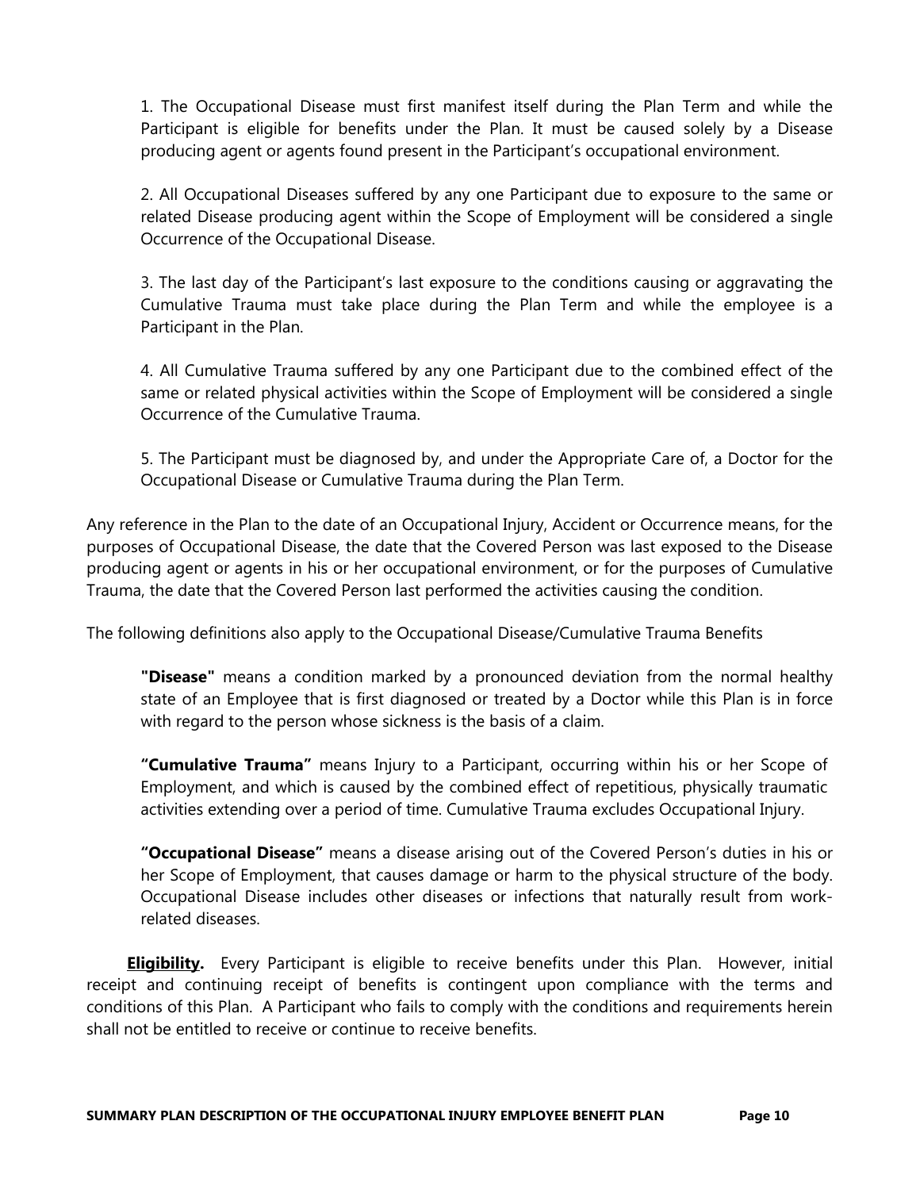1. The Occupational Disease must first manifest itself during the Plan Term and while the Participant is eligible for benefits under the Plan. It must be caused solely by a Disease producing agent or agents found present in the Participant's occupational environment.

2. All Occupational Diseases suffered by any one Participant due to exposure to the same or related Disease producing agent within the Scope of Employment will be considered a single Occurrence of the Occupational Disease.

3. The last day of the Participant's last exposure to the conditions causing or aggravating the Cumulative Trauma must take place during the Plan Term and while the employee is a Participant in the Plan.

4. All Cumulative Trauma suffered by any one Participant due to the combined effect of the same or related physical activities within the Scope of Employment will be considered a single Occurrence of the Cumulative Trauma.

5. The Participant must be diagnosed by, and under the Appropriate Care of, a Doctor for the Occupational Disease or Cumulative Trauma during the Plan Term.

Any reference in the Plan to the date of an Occupational Injury, Accident or Occurrence means, for the purposes of Occupational Disease, the date that the Covered Person was last exposed to the Disease producing agent or agents in his or her occupational environment, or for the purposes of Cumulative Trauma, the date that the Covered Person last performed the activities causing the condition.

The following definitions also apply to the Occupational Disease/Cumulative Trauma Benefits

**"Disease"** means a condition marked by a pronounced deviation from the normal healthy state of an Employee that is first diagnosed or treated by a Doctor while this Plan is in force with regard to the person whose sickness is the basis of a claim.

**"Cumulative Trauma"** means Injury to a Participant, occurring within his or her Scope of Employment, and which is caused by the combined effect of repetitious, physically traumatic activities extending over a period of time. Cumulative Trauma excludes Occupational Injury.

**"Occupational Disease"** means a disease arising out of the Covered Person's duties in his or her Scope of Employment, that causes damage or harm to the physical structure of the body. Occupational Disease includes other diseases or infections that naturally result from work-related diseases.

**Eligibility.** Every Participant is eligible to receive benefits under this Plan. However, initial receipt and continuing receipt of benefits is contingent upon compliance with the terms and conditions of this Plan. A Participant who fails to comply with the conditions and requirements herein shall not be entitled to receive or continue to receive benefits.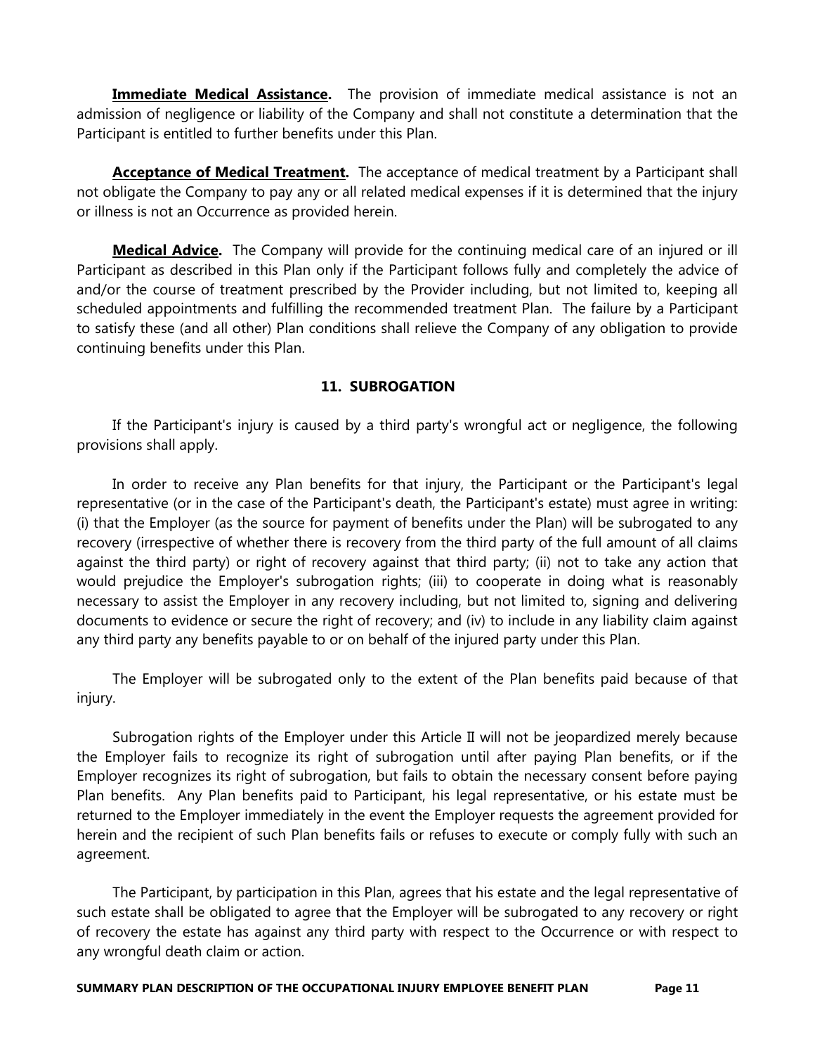**Immediate Medical Assistance.** The provision of immediate medical assistance is not an admission of negligence or liability of the Company and shall not constitute a determination that the Participant is entitled to further benefits under this Plan.

**Acceptance of Medical Treatment.** The acceptance of medical treatment by a Participant shall not obligate the Company to pay any or all related medical expenses if it is determined that the injury or illness is not an Occurrence as provided herein.

**Medical Advice.** The Company will provide for the continuing medical care of an injured or ill Participant as described in this Plan only if the Participant follows fully and completely the advice of and/or the course of treatment prescribed by the Provider including, but not limited to, keeping all scheduled appointments and fulfilling the recommended treatment Plan. The failure by a Participant to satisfy these (and all other) Plan conditions shall relieve the Company of any obligation to provide continuing benefits under this Plan.

## 11. SUBROGATION

If the Participant's injury is caused by a third party's wrongful act or negligence, the following provisions shall apply.

In order to receive any Plan benefits for that injury, the Participant or the Participant's legal representative (or in the case of the Participant's death, the Participant's estate) must agree in writing: (i) that the Employer (as the source for payment of benefits under the Plan) will be subrogated to any recovery (irrespective of whether there is recovery from the third party of the full amount of all claims against the third party) or right of recovery against that third party; (ii) not to take any action that would prejudice the Employer's subrogation rights; (iii) to cooperate in doing what is reasonably necessary to assist the Employer in any recovery including, but not limited to, signing and delivering documents to evidence or secure the right of recovery; and (iv) to include in any liability claim against any third party any benefits payable to or on behalf of the injured party under this Plan.

The Employer will be subrogated only to the extent of the Plan benefits paid because of that injury.

Subrogation rights of the Employer under this Article II will not be jeopardized merely because the Employer fails to recognize its right of subrogation until after paying Plan benefits, or if the Employer recognizes its right of subrogation, but fails to obtain the necessary consent before paying Plan benefits. Any Plan benefits paid to Participant, his legal representative, or his estate must be returned to the Employer immediately in the event the Employer requests the agreement provided for herein and the recipient of such Plan benefits fails or refuses to execute or comply fully with such an agreement.

The Participant, by participation in this Plan, agrees that his estate and the legal representative of such estate shall be obligated to agree that the Employer will be subrogated to any recovery or right of recovery the estate has against any third party with respect to the Occurrence or with respect to any wrongful death claim or action.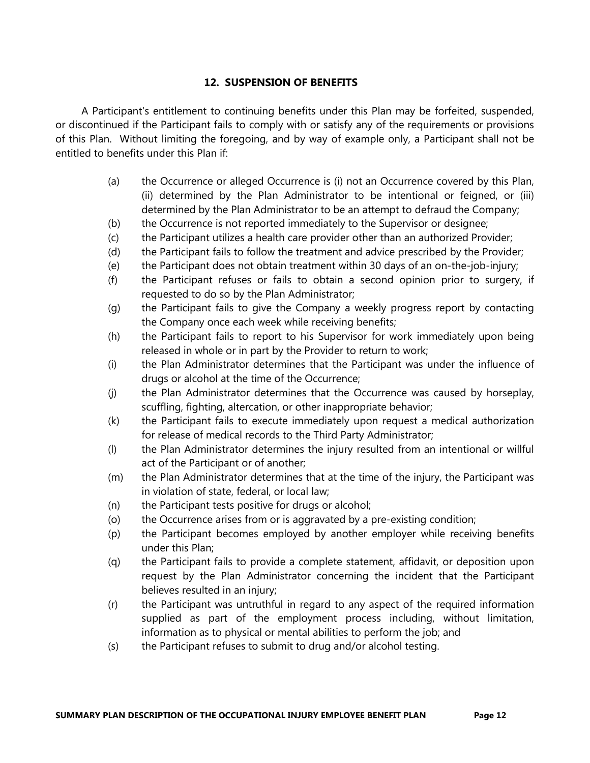## 12. SUSPENSION OF BENEFITS

A Participant's entitlement to continuing benefits under this Plan may be forfeited, suspended, or discontinued if the Participant fails to comply with or satisfy any of the requirements or provisions of this Plan. Without limiting the foregoing, and by way of example only, a Participant shall not be entitled to benefits under this Plan if:

(a) the Occurrence or alleged Occurrence is (i) not an Occurrence covered by this Plan, (ii) determined by the Plan Administrator to be intentional or feigned, or (iii) determined by the Plan Administrator to be an attempt to defraud the Company;

(b) the Occurrence is not reported immediately to the Supervisor or designee;

(c) the Participant utilizes a health care provider other than an authorized Provider;

(d) the Participant fails to follow the treatment and advice prescribed by the Provider;

(e) the Participant does not obtain treatment within 30 days of an on-the-job-injury;

(f) the Participant refuses or fails to obtain a second opinion prior to surgery, if requested to do so by the Plan Administrator;

(g) the Participant fails to give the Company a weekly progress report by contacting the Company once each week while receiving benefits;

(h) the Participant fails to report to his Supervisor for work immediately upon being released in whole or in part by the Provider to return to work;

(i) the Plan Administrator determines that the Participant was under the influence of drugs or alcohol at the time of the Occurrence;

(j) the Plan Administrator determines that the Occurrence was caused by horseplay, scuffling, fighting, altercation, or other inappropriate behavior;

(k) the Participant fails to execute immediately upon request a medical authorization for release of medical records to the Third Party Administrator;

(l) the Plan Administrator determines the injury resulted from an intentional or willful act of the Participant or of another;

(m) the Plan Administrator determines that at the time of the injury, the Participant was in violation of state, federal, or local law;

(n) the Participant tests positive for drugs or alcohol;

(o) the Occurrence arises from or is aggravated by a pre-existing condition;

(p) the Participant becomes employed by another employer while receiving benefits under this Plan;

(q) the Participant fails to provide a complete statement, affidavit, or deposition upon request by the Plan Administrator concerning the incident that the Participant believes resulted in an injury;

(r) the Participant was untruthful in regard to any aspect of the required information supplied as part of the employment process including, without limitation, information as to physical or mental abilities to perform the job; and

(s) the Participant refuses to submit to drug and/or alcohol testing.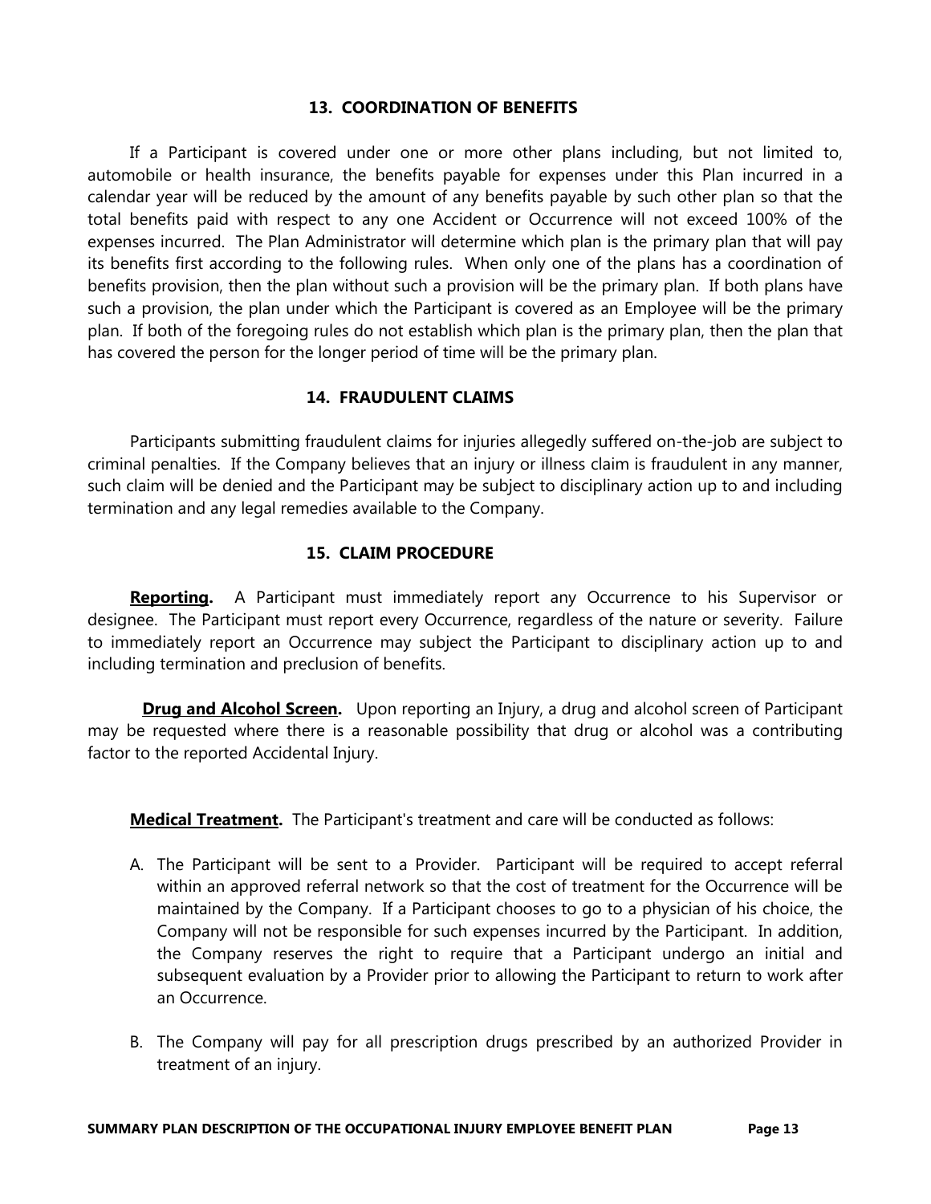## 13. COORDINATION OF BENEFITS

If a Participant is covered under one or more other plans including, but not limited to, automobile or health insurance, the benefits payable for expenses under this Plan incurred in a calendar year will be reduced by the amount of any benefits payable by such other plan so that the total benefits paid with respect to any one Accident or Occurrence will not exceed 100% of the expenses incurred. The Plan Administrator will determine which plan is the primary plan that will pay its benefits first according to the following rules. When only one of the plans has a coordination of benefits provision, then the plan without such a provision will be the primary plan. If both plans have such a provision, the plan under which the Participant is covered as an Employee will be the primary plan. If both of the foregoing rules do not establish which plan is the primary plan, then the plan that has covered the person for the longer period of time will be the primary plan.

## 14. FRAUDULENT CLAIMS

Participants submitting fraudulent claims for injuries allegedly suffered on-the-job are subject to criminal penalties. If the Company believes that an injury or illness claim is fraudulent in any manner, such claim will be denied and the Participant may be subject to disciplinary action up to and including termination and any legal remedies available to the Company.

## 15. CLAIM PROCEDURE

**Reporting.** A Participant must immediately report any Occurrence to his Supervisor or designee. The Participant must report every Occurrence, regardless of the nature or severity. Failure to immediately report an Occurrence may subject the Participant to disciplinary action up to and including termination and preclusion of benefits.

**Drug and Alcohol Screen.** Upon reporting an Injury, a drug and alcohol screen of Participant may be requested where there is a reasonable possibility that drug or alcohol was a contributing factor to the reported Accidental Injury.

**Medical Treatment.** The Participant's treatment and care will be conducted as follows:

A. The Participant will be sent to a Provider. Participant will be required to accept referral within an approved referral network so that the cost of treatment for the Occurrence will be maintained by the Company. If a Participant chooses to go to a physician of his choice, the Company will not be responsible for such expenses incurred by the Participant. In addition, the Company reserves the right to require that a Participant undergo an initial and subsequent evaluation by a Provider prior to allowing the Participant to return to work after an Occurrence.

B. The Company will pay for all prescription drugs prescribed by an authorized Provider in treatment of an injury.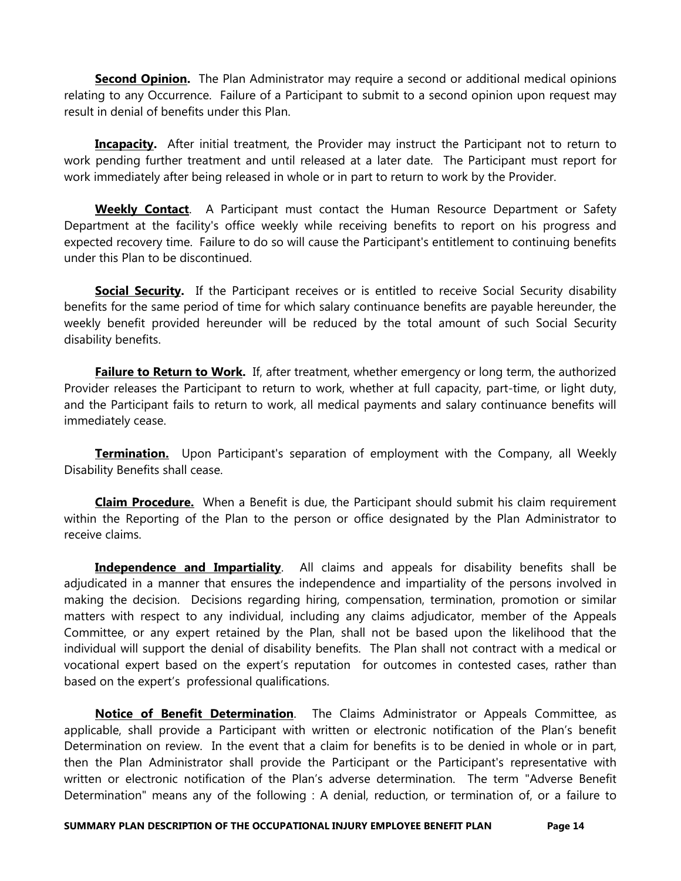**Second Opinion.** The Plan Administrator may require a second or additional medical opinions relating to any Occurrence. Failure of a Participant to submit to a second opinion upon request may result in denial of benefits under this Plan.

**Incapacity.** After initial treatment, the Provider may instruct the Participant not to return to work pending further treatment and until released at a later date. The Participant must report for work immediately after being released in whole or in part to return to work by the Provider.

**Weekly Contact**. A Participant must contact the Human Resource Department or Safety Department at the facility's office weekly while receiving benefits to report on his progress and expected recovery time. Failure to do so will cause the Participant's entitlement to continuing benefits under this Plan to be discontinued.

**Social Security.** If the Participant receives or is entitled to receive Social Security disability benefits for the same period of time for which salary continuance benefits are payable hereunder, the weekly benefit provided hereunder will be reduced by the total amount of such Social Security disability benefits.

**Failure to Return to Work.** If, after treatment, whether emergency or long term, the authorized Provider releases the Participant to return to work, whether at full capacity, part-time, or light duty, and the Participant fails to return to work, all medical payments and salary continuance benefits will immediately cease.

**Termination.** Upon Participant's separation of employment with the Company, all Weekly Disability Benefits shall cease.

**Claim Procedure.** When a Benefit is due, the Participant should submit his claim requirement within the Reporting of the Plan to the person or office designated by the Plan Administrator to receive claims.

**Independence and Impartiality**. All claims and appeals for disability benefits shall be adjudicated in a manner that ensures the independence and impartiality of the persons involved in making the decision. Decisions regarding hiring, compensation, termination, promotion or similar matters with respect to any individual, including any claims adjudicator, member of the Appeals Committee, or any expert retained by the Plan, shall not be based upon the likelihood that the individual will support the denial of disability benefits. The Plan shall not contract with a medical or vocational expert based on the expert's reputation for outcomes in contested cases, rather than based on the expert's professional qualifications.

**Notice of Benefit Determination**. The Claims Administrator or Appeals Committee, as applicable, shall provide a Participant with written or electronic notification of the Plan's benefit Determination on review. In the event that a claim for benefits is to be denied in whole or in part, then the Plan Administrator shall provide the Participant or the Participant's representative with written or electronic notification of the Plan's adverse determination. The term "Adverse Benefit Determination" means any of the following : A denial, reduction, or termination of, or a failure to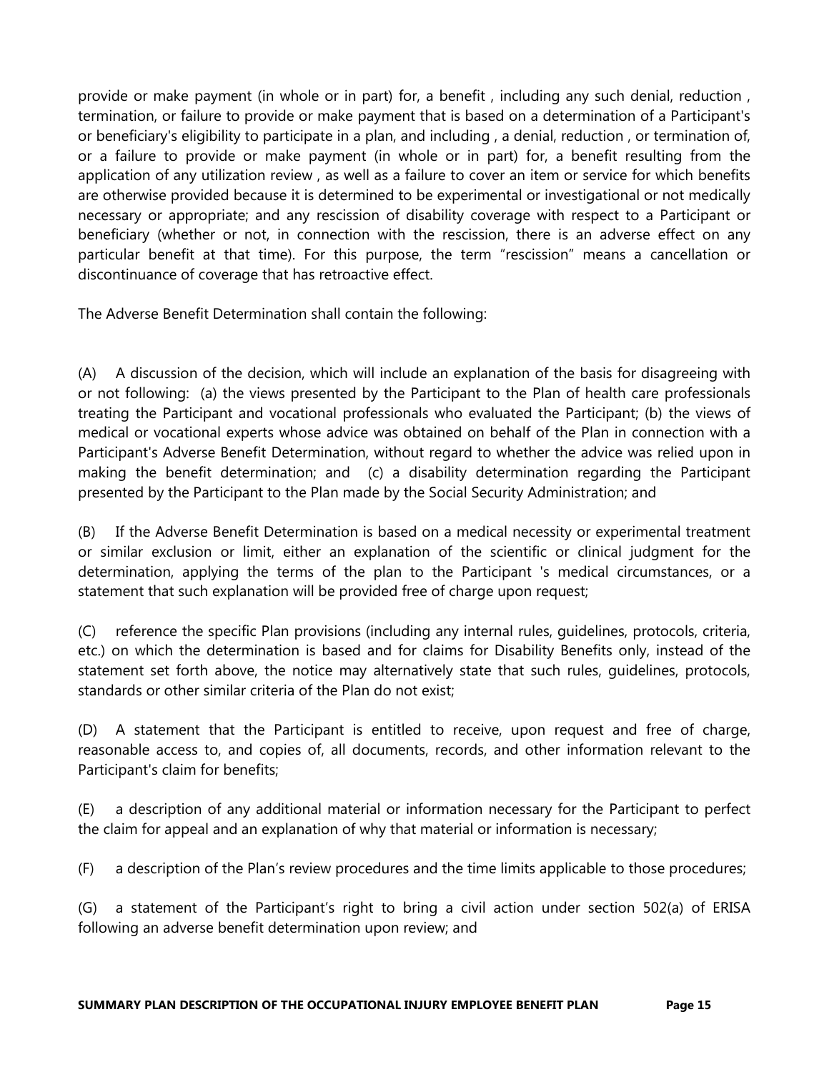provide or make payment (in whole or in part) for, a benefit , including any such denial, reduction , termination, or failure to provide or make payment that is based on a determination of a Participant's or beneficiary's eligibility to participate in a plan, and including , a denial, reduction , or termination of, or a failure to provide or make payment (in whole or in part) for, a benefit resulting from the application of any utilization review , as well as a failure to cover an item or service for which benefits are otherwise provided because it is determined to be experimental or investigational or not medically necessary or appropriate; and any rescission of disability coverage with respect to a Participant or beneficiary (whether or not, in connection with the rescission, there is an adverse effect on any particular benefit at that time). For this purpose, the term "rescission" means a cancellation or discontinuance of coverage that has retroactive effect.

The Adverse Benefit Determination shall contain the following:

(A) A discussion of the decision, which will include an explanation of the basis for disagreeing with or not following: (a) the views presented by the Participant to the Plan of health care professionals treating the Participant and vocational professionals who evaluated the Participant; (b) the views of medical or vocational experts whose advice was obtained on behalf of the Plan in connection with a Participant's Adverse Benefit Determination, without regard to whether the advice was relied upon in making the benefit determination; and (c) a disability determination regarding the Participant presented by the Participant to the Plan made by the Social Security Administration; and

(B) If the Adverse Benefit Determination is based on a medical necessity or experimental treatment or similar exclusion or limit, either an explanation of the scientific or clinical judgment for the determination, applying the terms of the plan to the Participant 's medical circumstances, or a statement that such explanation will be provided free of charge upon request;

(C) reference the specific Plan provisions (including any internal rules, guidelines, protocols, criteria, etc.) on which the determination is based and for claims for Disability Benefits only, instead of the statement set forth above, the notice may alternatively state that such rules, guidelines, protocols, standards or other similar criteria of the Plan do not exist;

(D) A statement that the Participant is entitled to receive, upon request and free of charge, reasonable access to, and copies of, all documents, records, and other information relevant to the Participant's claim for benefits;

(E) a description of any additional material or information necessary for the Participant to perfect the claim for appeal and an explanation of why that material or information is necessary;

(F) a description of the Plan's review procedures and the time limits applicable to those procedures;

(G) a statement of the Participant's right to bring a civil action under section 502(a) of ERISA following an adverse benefit determination upon review; and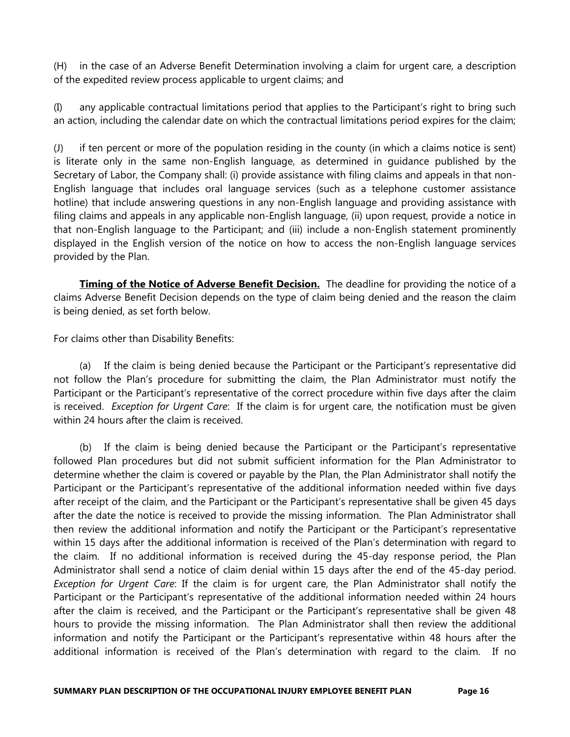(H) in the case of an Adverse Benefit Determination involving a claim for urgent care, a description of the expedited review process applicable to urgent claims; and

(I) any applicable contractual limitations period that applies to the Participant's right to bring such an action, including the calendar date on which the contractual limitations period expires for the claim;

(J) if ten percent or more of the population residing in the county (in which a claims notice is sent) is literate only in the same non-English language, as determined in guidance published by the Secretary of Labor, the Company shall: (i) provide assistance with filing claims and appeals in that non-English language that includes oral language services (such as a telephone customer assistance hotline) that include answering questions in any non-English language and providing assistance with filing claims and appeals in any applicable non-English language, (ii) upon request, provide a notice in that non-English language to the Participant; and (iii) include a non-English statement prominently displayed in the English version of the notice on how to access the non-English language services provided by the Plan.

**Timing of the Notice of Adverse Benefit Decision.** The deadline for providing the notice of a claims Adverse Benefit Decision depends on the type of claim being denied and the reason the claim is being denied, as set forth below.

For claims other than Disability Benefits:

(a) If the claim is being denied because the Participant or the Participant's representative did not follow the Plan's procedure for submitting the claim, the Plan Administrator must notify the Participant or the Participant's representative of the correct procedure within five days after the claim is received. *Exception for Urgent Care*: If the claim is for urgent care, the notification must be given within 24 hours after the claim is received.

(b) If the claim is being denied because the Participant or the Participant's representative followed Plan procedures but did not submit sufficient information for the Plan Administrator to determine whether the claim is covered or payable by the Plan, the Plan Administrator shall notify the Participant or the Participant's representative of the additional information needed within five days after receipt of the claim, and the Participant or the Participant's representative shall be given 45 days after the date the notice is received to provide the missing information. The Plan Administrator shall then review the additional information and notify the Participant or the Participant's representative within 15 days after the additional information is received of the Plan's determination with regard to the claim. If no additional information is received during the 45-day response period, the Plan Administrator shall send a notice of claim denial within 15 days after the end of the 45-day period. *Exception for Urgent Care*: If the claim is for urgent care, the Plan Administrator shall notify the Participant or the Participant's representative of the additional information needed within 24 hours after the claim is received, and the Participant or the Participant's representative shall be given 48 hours to provide the missing information. The Plan Administrator shall then review the additional information and notify the Participant or the Participant's representative within 48 hours after the additional information is received of the Plan's determination with regard to the claim. If no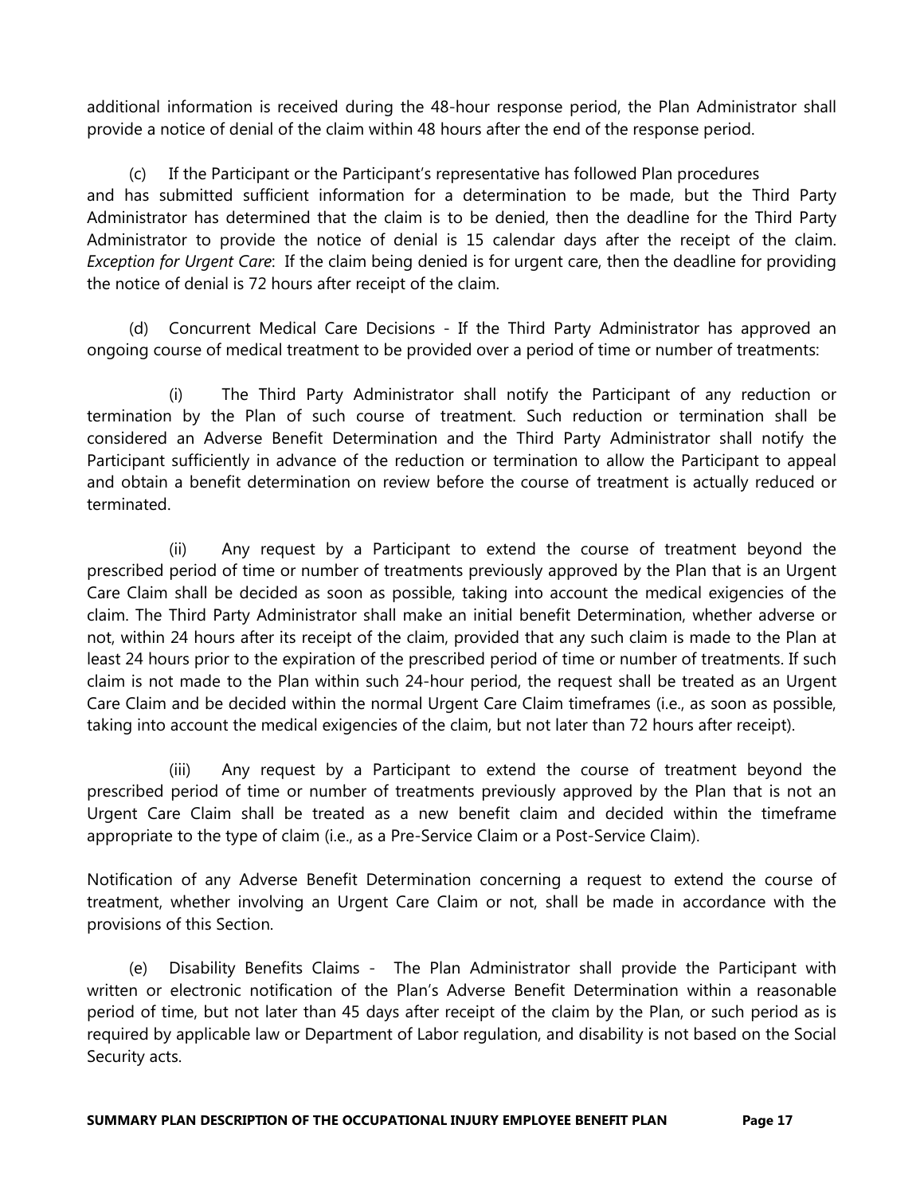additional information is received during the 48-hour response period, the Plan Administrator shall provide a notice of denial of the claim within 48 hours after the end of the response period.

(c) If the Participant or the Participant's representative has followed Plan procedures and has submitted sufficient information for a determination to be made, but the Third Party Administrator has determined that the claim is to be denied, then the deadline for the Third Party Administrator to provide the notice of denial is 15 calendar days after the receipt of the claim. *Exception for Urgent Care*: If the claim being denied is for urgent care, then the deadline for providing the notice of denial is 72 hours after receipt of the claim.

(d) Concurrent Medical Care Decisions - If the Third Party Administrator has approved an ongoing course of medical treatment to be provided over a period of time or number of treatments:

(i) The Third Party Administrator shall notify the Participant of any reduction or termination by the Plan of such course of treatment. Such reduction or termination shall be considered an Adverse Benefit Determination and the Third Party Administrator shall notify the Participant sufficiently in advance of the reduction or termination to allow the Participant to appeal and obtain a benefit determination on review before the course of treatment is actually reduced or terminated.

(ii) Any request by a Participant to extend the course of treatment beyond the prescribed period of time or number of treatments previously approved by the Plan that is an Urgent Care Claim shall be decided as soon as possible, taking into account the medical exigencies of the claim. The Third Party Administrator shall make an initial benefit Determination, whether adverse or not, within 24 hours after its receipt of the claim, provided that any such claim is made to the Plan at least 24 hours prior to the expiration of the prescribed period of time or number of treatments. If such claim is not made to the Plan within such 24-hour period, the request shall be treated as an Urgent Care Claim and be decided within the normal Urgent Care Claim timeframes (i.e., as soon as possible, taking into account the medical exigencies of the claim, but not later than 72 hours after receipt).

(iii) Any request by a Participant to extend the course of treatment beyond the prescribed period of time or number of treatments previously approved by the Plan that is not an Urgent Care Claim shall be treated as a new benefit claim and decided within the timeframe appropriate to the type of claim (i.e., as a Pre-Service Claim or a Post-Service Claim).

Notification of any Adverse Benefit Determination concerning a request to extend the course of treatment, whether involving an Urgent Care Claim or not, shall be made in accordance with the provisions of this Section.

(e) Disability Benefits Claims - The Plan Administrator shall provide the Participant with written or electronic notification of the Plan's Adverse Benefit Determination within a reasonable period of time, but not later than 45 days after receipt of the claim by the Plan, or such period as is required by applicable law or Department of Labor regulation, and disability is not based on the Social Security acts.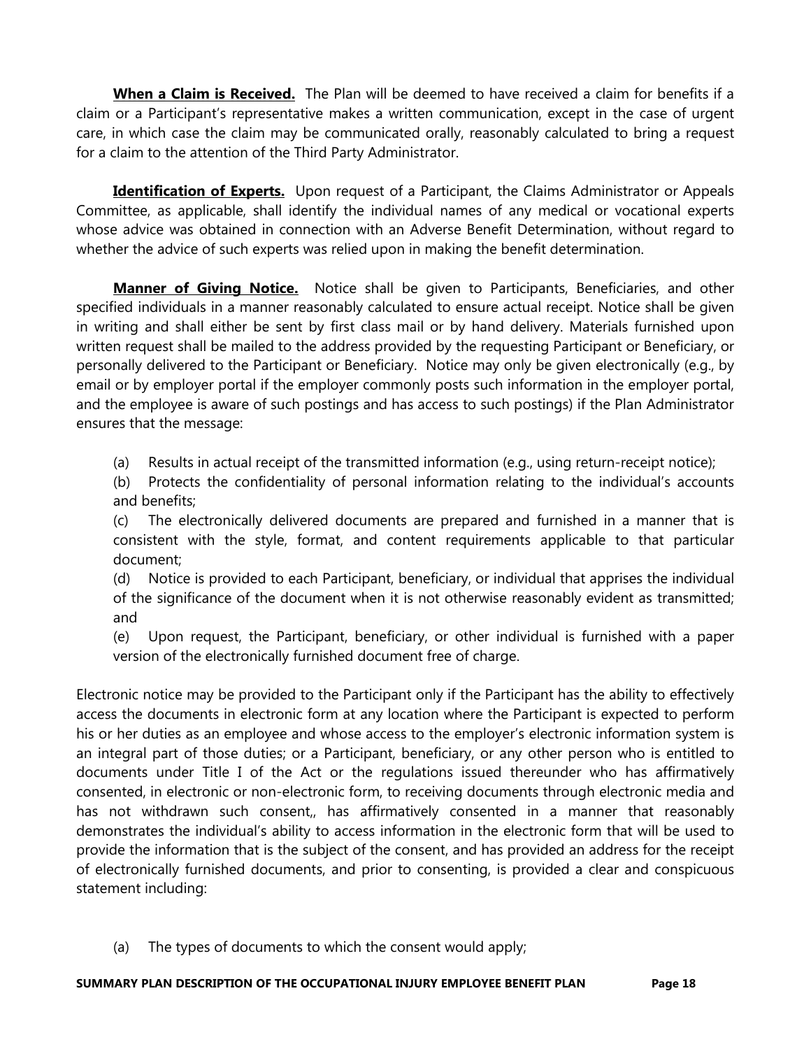**When a Claim is Received.** The Plan will be deemed to have received a claim for benefits if a claim or a Participant's representative makes a written communication, except in the case of urgent care, in which case the claim may be communicated orally, reasonably calculated to bring a request for a claim to the attention of the Third Party Administrator.

**Identification of Experts.** Upon request of a Participant, the Claims Administrator or Appeals Committee, as applicable, shall identify the individual names of any medical or vocational experts whose advice was obtained in connection with an Adverse Benefit Determination, without regard to whether the advice of such experts was relied upon in making the benefit determination.

**Manner of Giving Notice.** Notice shall be given to Participants, Beneficiaries, and other specified individuals in a manner reasonably calculated to ensure actual receipt. Notice shall be given in writing and shall either be sent by first class mail or by hand delivery. Materials furnished upon written request shall be mailed to the address provided by the requesting Participant or Beneficiary, or personally delivered to the Participant or Beneficiary. Notice may only be given electronically (e.g., by email or by employer portal if the employer commonly posts such information in the employer portal, and the employee is aware of such postings and has access to such postings) if the Plan Administrator ensures that the message:

(a) Results in actual receipt of the transmitted information (e.g., using return-receipt notice);

(b) Protects the confidentiality of personal information relating to the individual's accounts and benefits;

(c) The electronically delivered documents are prepared and furnished in a manner that is consistent with the style, format, and content requirements applicable to that particular document;

(d) Notice is provided to each Participant, beneficiary, or individual that apprises the individual of the significance of the document when it is not otherwise reasonably evident as transmitted; and

(e) Upon request, the Participant, beneficiary, or other individual is furnished with a paper version of the electronically furnished document free of charge.

Electronic notice may be provided to the Participant only if the Participant has the ability to effectively access the documents in electronic form at any location where the Participant is expected to perform his or her duties as an employee and whose access to the employer's electronic information system is an integral part of those duties; or a Participant, beneficiary, or any other person who is entitled to documents under Title I of the Act or the regulations issued thereunder who has affirmatively consented, in electronic or non-electronic form, to receiving documents through electronic media and has not withdrawn such consent,, has affirmatively consented in a manner that reasonably demonstrates the individual's ability to access information in the electronic form that will be used to provide the information that is the subject of the consent, and has provided an address for the receipt of electronically furnished documents, and prior to consenting, is provided a clear and conspicuous statement including:

(a) The types of documents to which the consent would apply;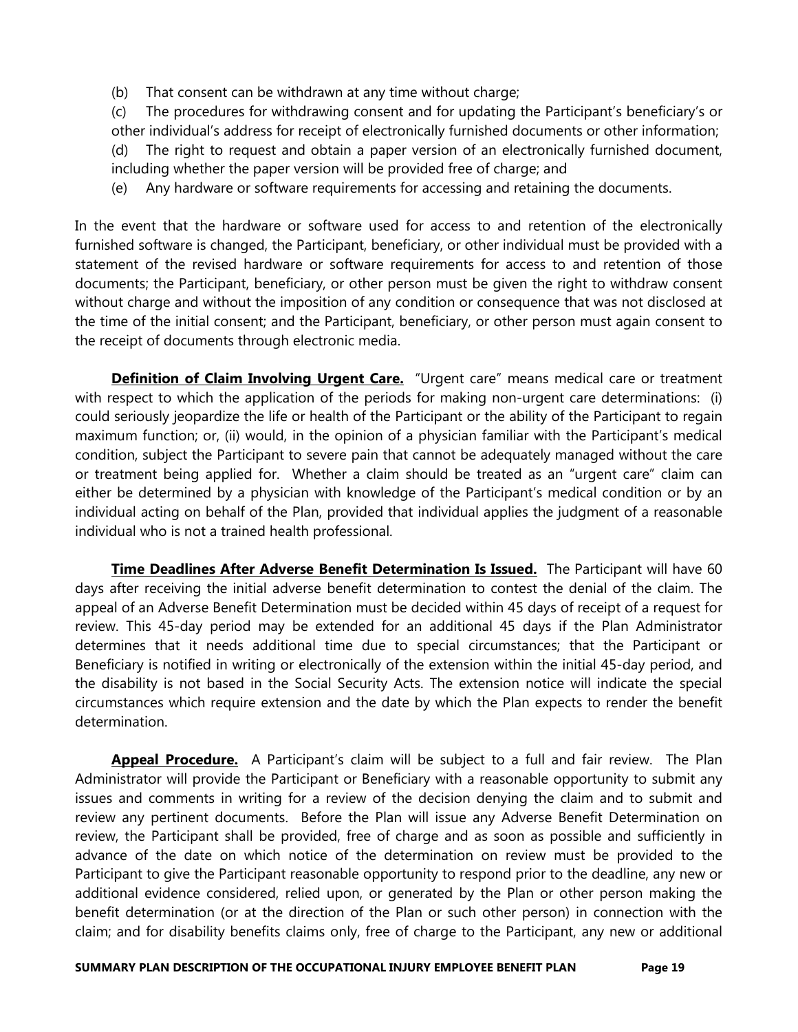(b) That consent can be withdrawn at any time without charge;

(c) The procedures for withdrawing consent and for updating the Participant's beneficiary's or other individual's address for receipt of electronically furnished documents or other information;

(d) The right to request and obtain a paper version of an electronically furnished document, including whether the paper version will be provided free of charge; and

(e) Any hardware or software requirements for accessing and retaining the documents.

In the event that the hardware or software used for access to and retention of the electronically furnished software is changed, the Participant, beneficiary, or other individual must be provided with a statement of the revised hardware or software requirements for access to and retention of those documents; the Participant, beneficiary, or other person must be given the right to withdraw consent without charge and without the imposition of any condition or consequence that was not disclosed at the time of the initial consent; and the Participant, beneficiary, or other person must again consent to the receipt of documents through electronic media.

**Definition of Claim Involving Urgent Care.** "Urgent care" means medical care or treatment with respect to which the application of the periods for making non-urgent care determinations: (i) could seriously jeopardize the life or health of the Participant or the ability of the Participant to regain maximum function; or, (ii) would, in the opinion of a physician familiar with the Participant's medical condition, subject the Participant to severe pain that cannot be adequately managed without the care or treatment being applied for. Whether a claim should be treated as an "urgent care" claim can either be determined by a physician with knowledge of the Participant's medical condition or by an individual acting on behalf of the Plan, provided that individual applies the judgment of a reasonable individual who is not a trained health professional.

**Time Deadlines After Adverse Benefit Determination Is Issued.** The Participant will have 60 days after receiving the initial adverse benefit determination to contest the denial of the claim. The appeal of an Adverse Benefit Determination must be decided within 45 days of receipt of a request for review. This 45-day period may be extended for an additional 45 days if the Plan Administrator determines that it needs additional time due to special circumstances; that the Participant or Beneficiary is notified in writing or electronically of the extension within the initial 45-day period, and the disability is not based in the Social Security Acts. The extension notice will indicate the special circumstances which require extension and the date by which the Plan expects to render the benefit determination.

**Appeal Procedure.** A Participant's claim will be subject to a full and fair review. The Plan Administrator will provide the Participant or Beneficiary with a reasonable opportunity to submit any issues and comments in writing for a review of the decision denying the claim and to submit and review any pertinent documents. Before the Plan will issue any Adverse Benefit Determination on review, the Participant shall be provided, free of charge and as soon as possible and sufficiently in advance of the date on which notice of the determination on review must be provided to the Participant to give the Participant reasonable opportunity to respond prior to the deadline, any new or additional evidence considered, relied upon, or generated by the Plan or other person making the benefit determination (or at the direction of the Plan or such other person) in connection with the claim; and for disability benefits claims only, free of charge to the Participant, any new or additional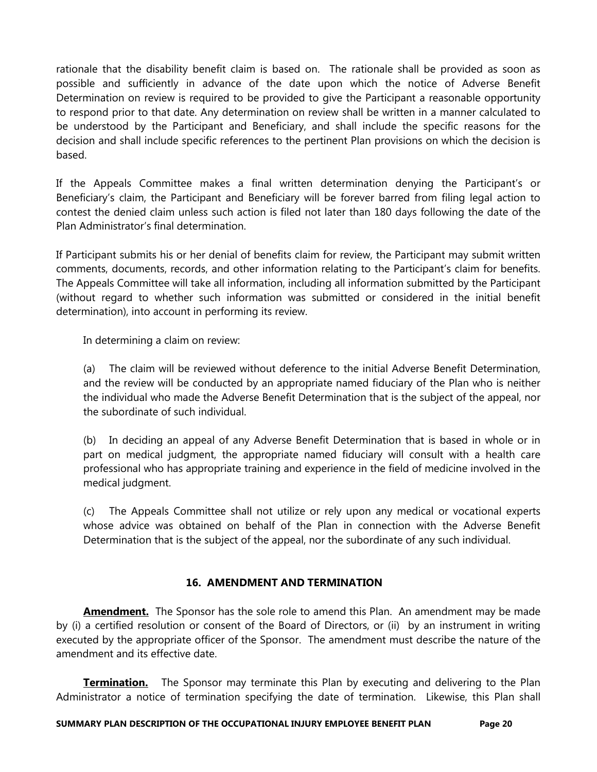rationale that the disability benefit claim is based on. The rationale shall be provided as soon as possible and sufficiently in advance of the date upon which the notice of Adverse Benefit Determination on review is required to be provided to give the Participant a reasonable opportunity to respond prior to that date. Any determination on review shall be written in a manner calculated to be understood by the Participant and Beneficiary, and shall include the specific reasons for the decision and shall include specific references to the pertinent Plan provisions on which the decision is based.

If the Appeals Committee makes a final written determination denying the Participant's or Beneficiary's claim, the Participant and Beneficiary will be forever barred from filing legal action to contest the denied claim unless such action is filed not later than 180 days following the date of the Plan Administrator's final determination.

If Participant submits his or her denial of benefits claim for review, the Participant may submit written comments, documents, records, and other information relating to the Participant's claim for benefits. The Appeals Committee will take all information, including all information submitted by the Participant (without regard to whether such information was submitted or considered in the initial benefit determination), into account in performing its review.

In determining a claim on review:

(a) The claim will be reviewed without deference to the initial Adverse Benefit Determination, and the review will be conducted by an appropriate named fiduciary of the Plan who is neither the individual who made the Adverse Benefit Determination that is the subject of the appeal, nor the subordinate of such individual.

(b) In deciding an appeal of any Adverse Benefit Determination that is based in whole or in part on medical judgment, the appropriate named fiduciary will consult with a health care professional who has appropriate training and experience in the field of medicine involved in the medical judgment.

(c) The Appeals Committee shall not utilize or rely upon any medical or vocational experts whose advice was obtained on behalf of the Plan in connection with the Adverse Benefit Determination that is the subject of the appeal, nor the subordinate of any such individual.

## 16. AMENDMENT AND TERMINATION

**Amendment.** The Sponsor has the sole role to amend this Plan. An amendment may be made by (i) a certified resolution or consent of the Board of Directors, or (ii) by an instrument in writing executed by the appropriate officer of the Sponsor. The amendment must describe the nature of the amendment and its effective date.

**Termination.** The Sponsor may terminate this Plan by executing and delivering to the Plan Administrator a notice of termination specifying the date of termination. Likewise, this Plan shall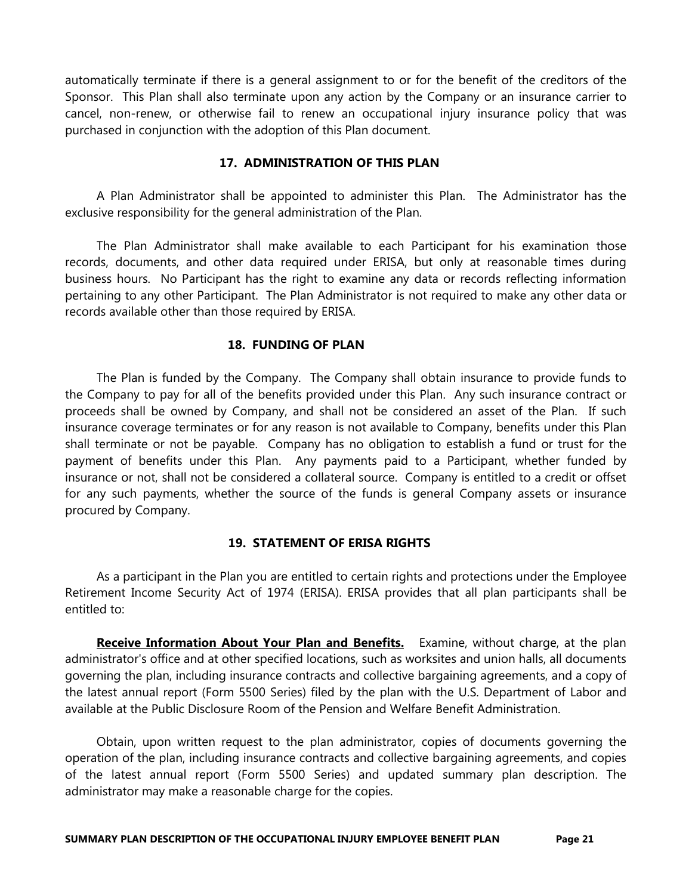automatically terminate if there is a general assignment to or for the benefit of the creditors of the Sponsor. This Plan shall also terminate upon any action by the Company or an insurance carrier to cancel, non-renew, or otherwise fail to renew an occupational injury insurance policy that was purchased in conjunction with the adoption of this Plan document.

## 17. ADMINISTRATION OF THIS PLAN

A Plan Administrator shall be appointed to administer this Plan. The Administrator has the exclusive responsibility for the general administration of the Plan.

The Plan Administrator shall make available to each Participant for his examination those records, documents, and other data required under ERISA, but only at reasonable times during business hours. No Participant has the right to examine any data or records reflecting information pertaining to any other Participant. The Plan Administrator is not required to make any other data or records available other than those required by ERISA.

## 18. FUNDING OF PLAN

The Plan is funded by the Company. The Company shall obtain insurance to provide funds to the Company to pay for all of the benefits provided under this Plan. Any such insurance contract or proceeds shall be owned by Company, and shall not be considered an asset of the Plan. If such insurance coverage terminates or for any reason is not available to Company, benefits under this Plan shall terminate or not be payable. Company has no obligation to establish a fund or trust for the payment of benefits under this Plan. Any payments paid to a Participant, whether funded by insurance or not, shall not be considered a collateral source. Company is entitled to a credit or offset for any such payments, whether the source of the funds is general Company assets or insurance procured by Company.

## 19. STATEMENT OF ERISA RIGHTS

As a participant in the Plan you are entitled to certain rights and protections under the Employee Retirement Income Security Act of 1974 (ERISA). ERISA provides that all plan participants shall be entitled to:

**Receive Information About Your Plan and Benefits.** Examine, without charge, at the plan administrator's office and at other specified locations, such as worksites and union halls, all documents governing the plan, including insurance contracts and collective bargaining agreements, and a copy of the latest annual report (Form 5500 Series) filed by the plan with the U.S. Department of Labor and available at the Public Disclosure Room of the Pension and Welfare Benefit Administration.

Obtain, upon written request to the plan administrator, copies of documents governing the operation of the plan, including insurance contracts and collective bargaining agreements, and copies of the latest annual report (Form 5500 Series) and updated summary plan description. The administrator may make a reasonable charge for the copies.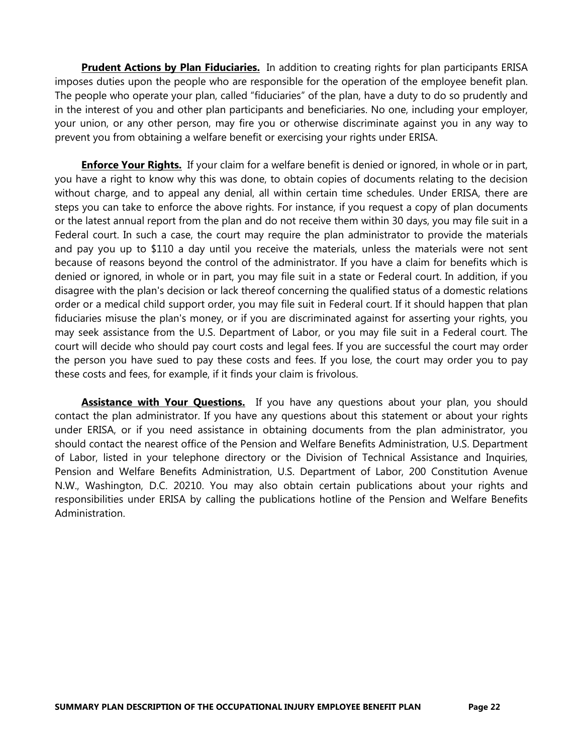**Prudent Actions by Plan Fiduciaries.** In addition to creating rights for plan participants ERISA imposes duties upon the people who are responsible for the operation of the employee benefit plan. The people who operate your plan, called "fiduciaries" of the plan, have a duty to do so prudently and in the interest of you and other plan participants and beneficiaries. No one, including your employer, your union, or any other person, may fire you or otherwise discriminate against you in any way to prevent you from obtaining a welfare benefit or exercising your rights under ERISA.

**Enforce Your Rights.** If your claim for a welfare benefit is denied or ignored, in whole or in part, you have a right to know why this was done, to obtain copies of documents relating to the decision without charge, and to appeal any denial, all within certain time schedules. Under ERISA, there are steps you can take to enforce the above rights. For instance, if you request a copy of plan documents or the latest annual report from the plan and do not receive them within 30 days, you may file suit in a Federal court. In such a case, the court may require the plan administrator to provide the materials and pay you up to $110 a day until you receive the materials, unless the materials were not sent because of reasons beyond the control of the administrator. If you have a claim for benefits which is denied or ignored, in whole or in part, you may file suit in a state or Federal court. In addition, if you disagree with the plan's decision or lack thereof concerning the qualified status of a domestic relations order or a medical child support order, you may file suit in Federal court. If it should happen that plan fiduciaries misuse the plan's money, or if you are discriminated against for asserting your rights, you may seek assistance from the U.S. Department of Labor, or you may file suit in a Federal court. The court will decide who should pay court costs and legal fees. If you are successful the court may order the person you have sued to pay these costs and fees. If you lose, the court may order you to pay these costs and fees, for example, if it finds your claim is frivolous.

**Assistance with Your Questions.** If you have any questions about your plan, you should contact the plan administrator. If you have any questions about this statement or about your rights under ERISA, or if you need assistance in obtaining documents from the plan administrator, you should contact the nearest office of the Pension and Welfare Benefits Administration, U.S. Department of Labor, listed in your telephone directory or the Division of Technical Assistance and Inquiries, Pension and Welfare Benefits Administration, U.S. Department of Labor, 200 Constitution Avenue N.W., Washington, D.C. 20210. You may also obtain certain publications about your rights and responsibilities under ERISA by calling the publications hotline of the Pension and Welfare Benefits Administration.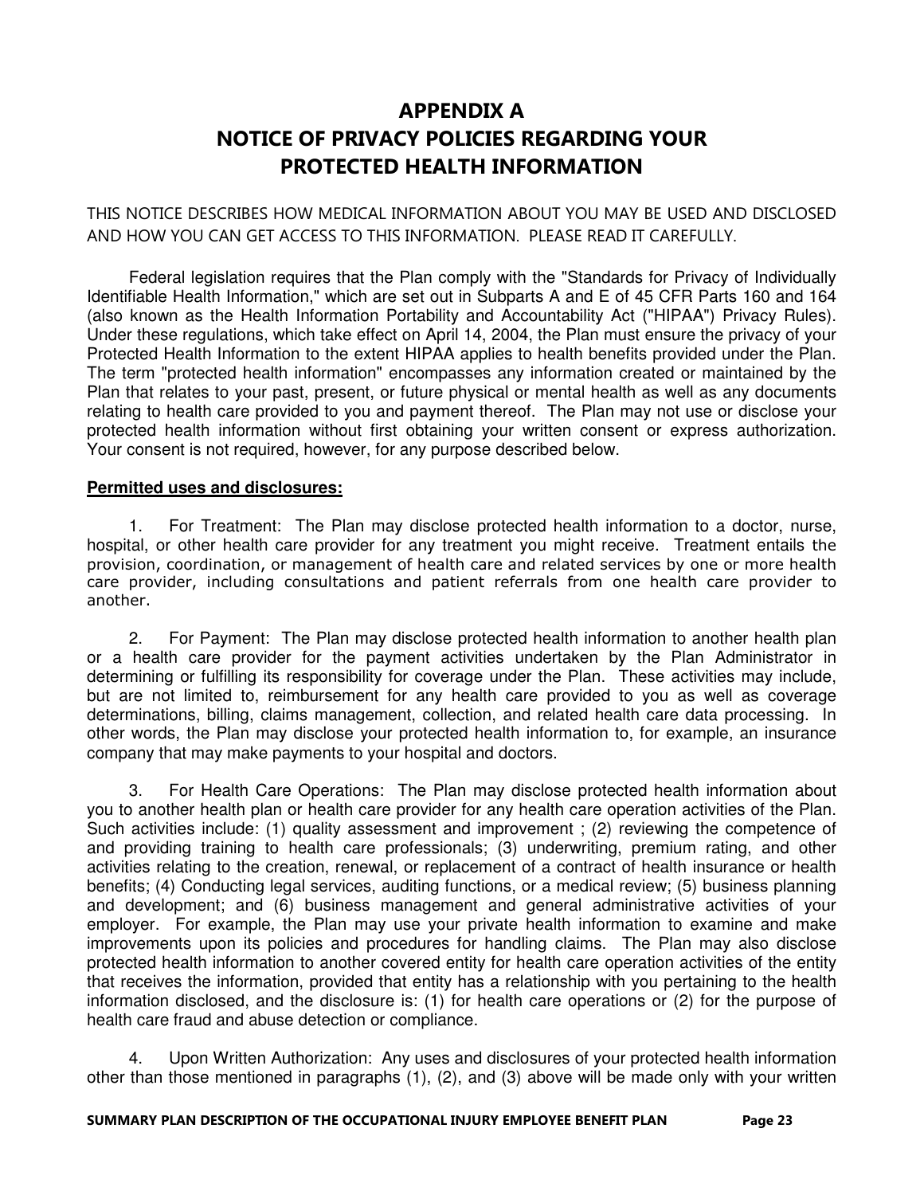# APPENDIX A
# NOTICE OF PRIVACY POLICIES REGARDING YOUR PROTECTED HEALTH INFORMATION

THIS NOTICE DESCRIBES HOW MEDICAL INFORMATION ABOUT YOU MAY BE USED AND DISCLOSED AND HOW YOU CAN GET ACCESS TO THIS INFORMATION. PLEASE READ IT CAREFULLY.

Federal legislation requires that the Plan comply with the "Standards for Privacy of Individually Identifiable Health Information," which are set out in Subparts A and E of 45 CFR Parts 160 and 164 (also known as the Health Information Portability and Accountability Act ("HIPAA") Privacy Rules). Under these regulations, which take effect on April 14, 2004, the Plan must ensure the privacy of your Protected Health Information to the extent HIPAA applies to health benefits provided under the Plan. The term "protected health information" encompasses any information created or maintained by the Plan that relates to your past, present, or future physical or mental health as well as any documents relating to health care provided to you and payment thereof. The Plan may not use or disclose your protected health information without first obtaining your written consent or express authorization. Your consent is not required, however, for any purpose described below.

**Permitted uses and disclosures:**

1. For Treatment: The Plan may disclose protected health information to a doctor, nurse, hospital, or other health care provider for any treatment you might receive. Treatment entails the provision, coordination, or management of health care and related services by one or more health care provider, including consultations and patient referrals from one health care provider to another.

2. For Payment: The Plan may disclose protected health information to another health plan or a health care provider for the payment activities undertaken by the Plan Administrator in determining or fulfilling its responsibility for coverage under the Plan. These activities may include, but are not limited to, reimbursement for any health care provided to you as well as coverage determinations, billing, claims management, collection, and related health care data processing. In other words, the Plan may disclose your protected health information to, for example, an insurance company that may make payments to your hospital and doctors.

3. For Health Care Operations: The Plan may disclose protected health information about you to another health plan or health care provider for any health care operation activities of the Plan. Such activities include: (1) quality assessment and improvement ; (2) reviewing the competence of and providing training to health care professionals; (3) underwriting, premium rating, and other activities relating to the creation, renewal, or replacement of a contract of health insurance or health benefits; (4) Conducting legal services, auditing functions, or a medical review; (5) business planning and development; and (6) business management and general administrative activities of your employer. For example, the Plan may use your private health information to examine and make improvements upon its policies and procedures for handling claims. The Plan may also disclose protected health information to another covered entity for health care operation activities of the entity that receives the information, provided that entity has a relationship with you pertaining to the health information disclosed, and the disclosure is: (1) for health care operations or (2) for the purpose of health care fraud and abuse detection or compliance.

4. Upon Written Authorization: Any uses and disclosures of your protected health information other than those mentioned in paragraphs (1), (2), and (3) above will be made only with your written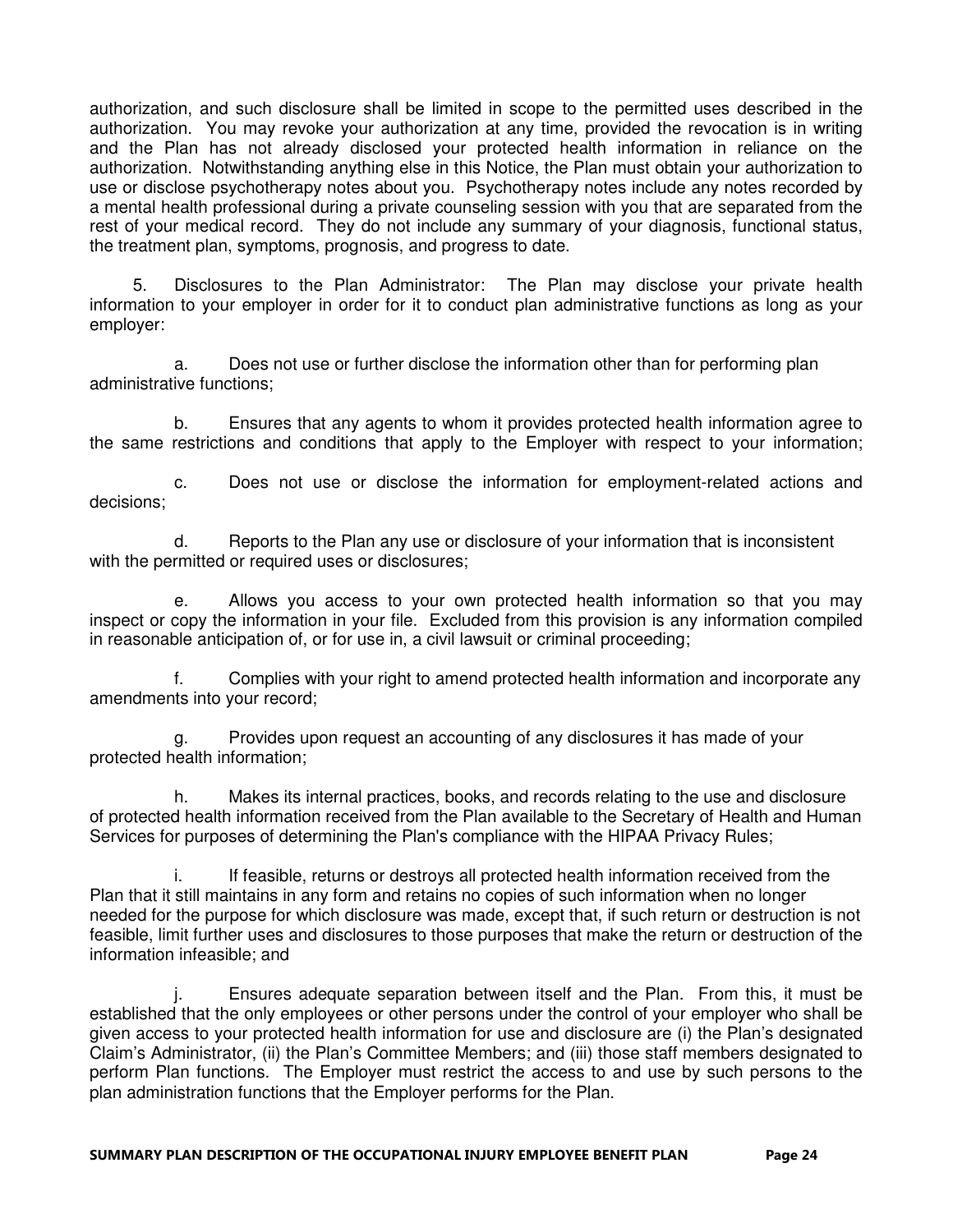authorization, and such disclosure shall be limited in scope to the permitted uses described in the authorization. You may revoke your authorization at any time, provided the revocation is in writing and the Plan has not already disclosed your protected health information in reliance on the authorization. Notwithstanding anything else in this Notice, the Plan must obtain your authorization to use or disclose psychotherapy notes about you. Psychotherapy notes include any notes recorded by a mental health professional during a private counseling session with you that are separated from the rest of your medical record. They do not include any summary of your diagnosis, functional status, the treatment plan, symptoms, prognosis, and progress to date.

5. Disclosures to the Plan Administrator: The Plan may disclose your private health information to your employer in order for it to conduct plan administrative functions as long as your employer:

a. Does not use or further disclose the information other than for performing plan administrative functions;

b. Ensures that any agents to whom it provides protected health information agree to the same restrictions and conditions that apply to the Employer with respect to your information;

c. Does not use or disclose the information for employment-related actions and decisions;

d. Reports to the Plan any use or disclosure of your information that is inconsistent with the permitted or required uses or disclosures;

e. Allows you access to your own protected health information so that you may inspect or copy the information in your file. Excluded from this provision is any information compiled in reasonable anticipation of, or for use in, a civil lawsuit or criminal proceeding;

f. Complies with your right to amend protected health information and incorporate any amendments into your record;

g. Provides upon request an accounting of any disclosures it has made of your protected health information;

h. Makes its internal practices, books, and records relating to the use and disclosure of protected health information received from the Plan available to the Secretary of Health and Human Services for purposes of determining the Plan's compliance with the HIPAA Privacy Rules;

i. If feasible, returns or destroys all protected health information received from the Plan that it still maintains in any form and retains no copies of such information when no longer needed for the purpose for which disclosure was made, except that, if such return or destruction is not feasible, limit further uses and disclosures to those purposes that make the return or destruction of the information infeasible; and

j. Ensures adequate separation between itself and the Plan. From this, it must be established that the only employees or other persons under the control of your employer who shall be given access to your protected health information for use and disclosure are (i) the Plan's designated Claim's Administrator, (ii) the Plan's Committee Members; and (iii) those staff members designated to perform Plan functions. The Employer must restrict the access to and use by such persons to the plan administration functions that the Employer performs for the Plan.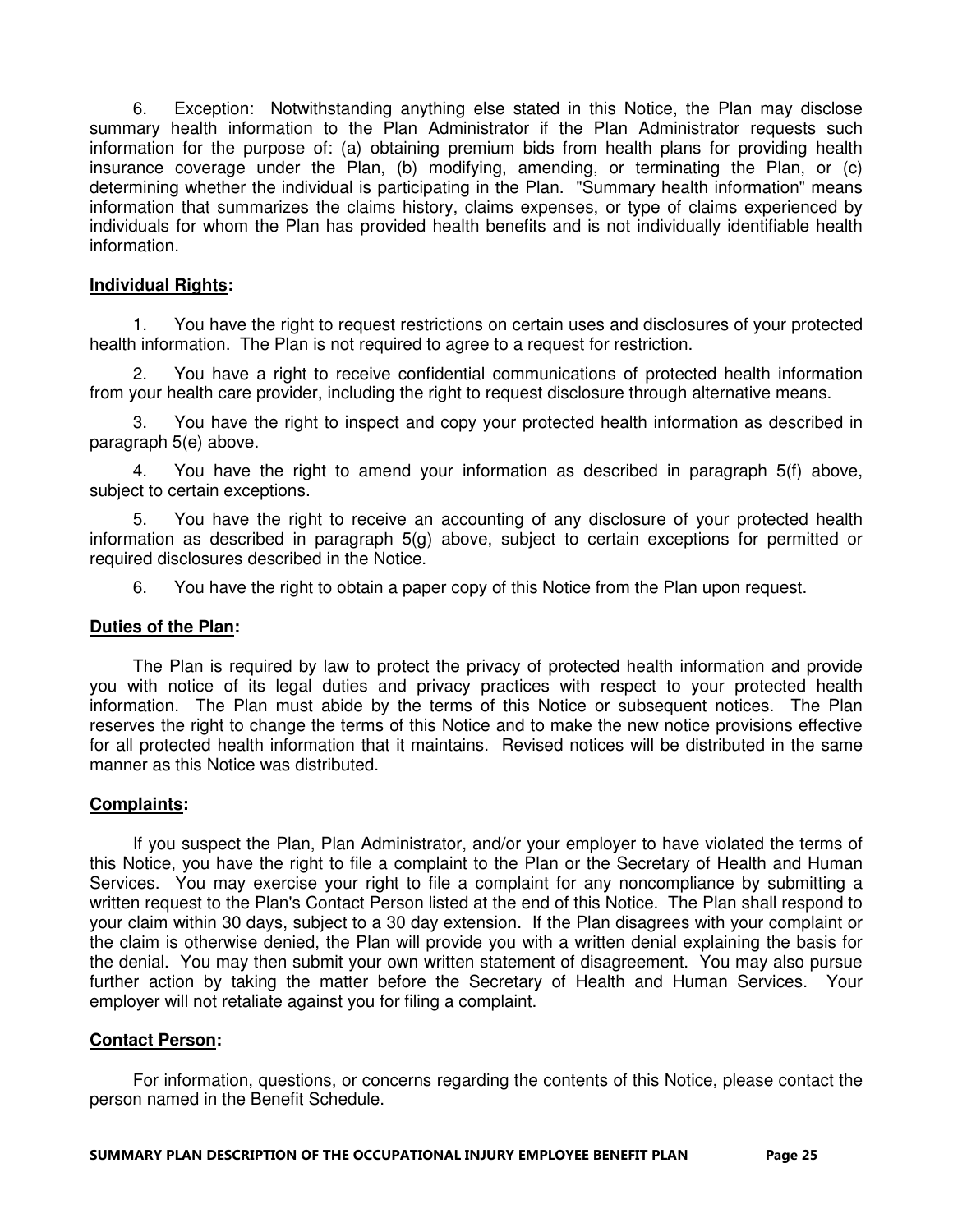6. Exception: Notwithstanding anything else stated in this Notice, the Plan may disclose summary health information to the Plan Administrator if the Plan Administrator requests such information for the purpose of: (a) obtaining premium bids from health plans for providing health insurance coverage under the Plan, (b) modifying, amending, or terminating the Plan, or (c) determining whether the individual is participating in the Plan. "Summary health information" means information that summarizes the claims history, claims expenses, or type of claims experienced by individuals for whom the Plan has provided health benefits and is not individually identifiable health information.

**Individual Rights:**

1. You have the right to request restrictions on certain uses and disclosures of your protected health information. The Plan is not required to agree to a request for restriction.

2. You have a right to receive confidential communications of protected health information from your health care provider, including the right to request disclosure through alternative means.

3. You have the right to inspect and copy your protected health information as described in paragraph 5(e) above.

4. You have the right to amend your information as described in paragraph 5(f) above, subject to certain exceptions.

5. You have the right to receive an accounting of any disclosure of your protected health information as described in paragraph 5(g) above, subject to certain exceptions for permitted or required disclosures described in the Notice.

6. You have the right to obtain a paper copy of this Notice from the Plan upon request.

**Duties of the Plan:**

The Plan is required by law to protect the privacy of protected health information and provide you with notice of its legal duties and privacy practices with respect to your protected health information. The Plan must abide by the terms of this Notice or subsequent notices. The Plan reserves the right to change the terms of this Notice and to make the new notice provisions effective for all protected health information that it maintains. Revised notices will be distributed in the same manner as this Notice was distributed.

**Complaints:**

If you suspect the Plan, Plan Administrator, and/or your employer to have violated the terms of this Notice, you have the right to file a complaint to the Plan or the Secretary of Health and Human Services. You may exercise your right to file a complaint for any noncompliance by submitting a written request to the Plan's Contact Person listed at the end of this Notice. The Plan shall respond to your claim within 30 days, subject to a 30 day extension. If the Plan disagrees with your complaint or the claim is otherwise denied, the Plan will provide you with a written denial explaining the basis for the denial. You may then submit your own written statement of disagreement. You may also pursue further action by taking the matter before the Secretary of Health and Human Services. Your employer will not retaliate against you for filing a complaint.

**Contact Person:**

For information, questions, or concerns regarding the contents of this Notice, please contact the person named in the Benefit Schedule.